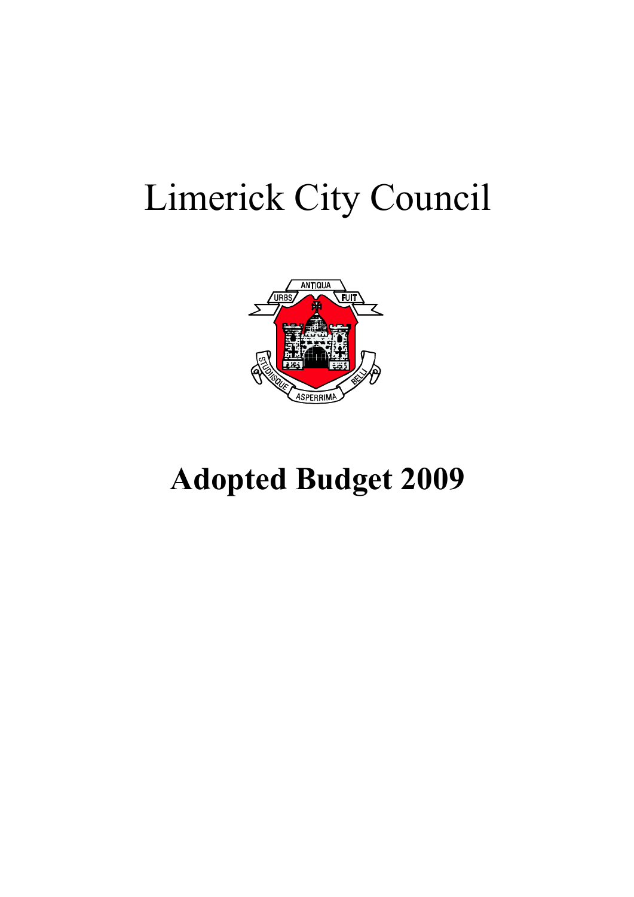# Limerick City Council

# Adopted Budget 2009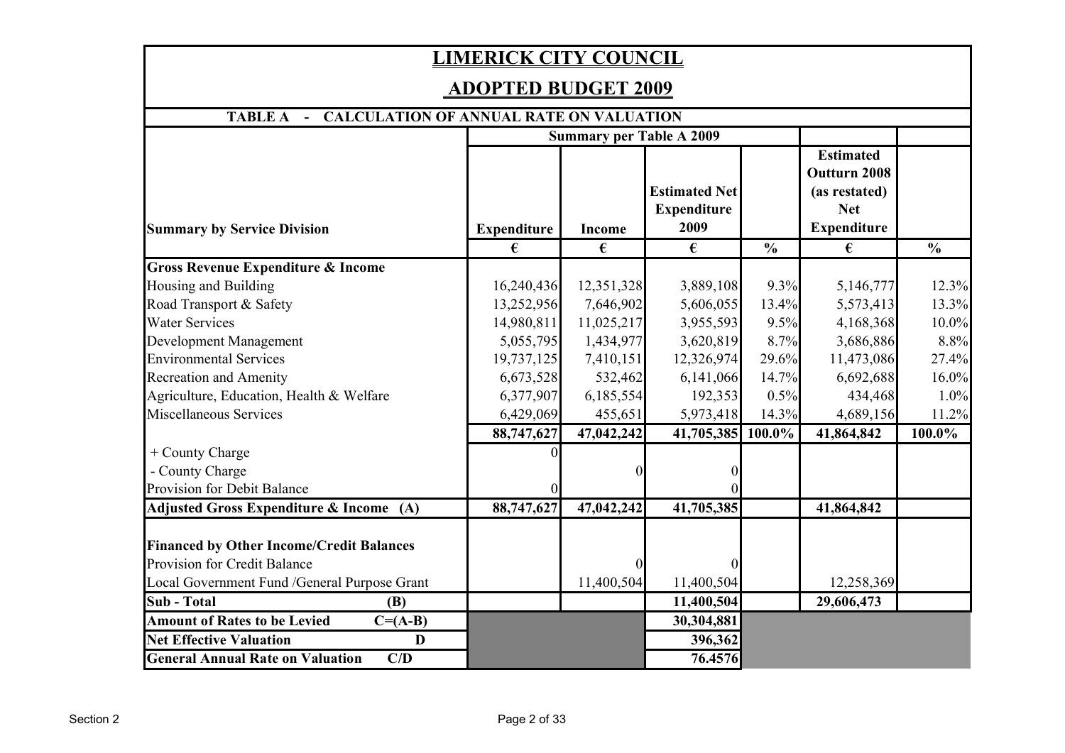# LIMERICK CITY COUNCIL

## ADOPTED BUDGET 2009

### TABLE A - CALCULATION OF ANNUAL RATE ON VALUATION

| Summary by Service Division | Summary per Table A 2009 | | | | | |
|---|---|---|---|---|---|---|
| | Expenditure | Income | Estimated Net Expenditure 2009 | | Estimated Outturn 2008 (as restated) Net Expenditure | |
| | € | € | € | % | € | % |
| **Gross Revenue Expenditure & Income** | | | | | | |
| Housing and Building | 16,240,436 | 12,351,328 | 3,889,108 | 9.3% | 5,146,777 | 12.3% |
| Road Transport & Safety | 13,252,956 | 7,646,902 | 5,606,055 | 13.4% | 5,573,413 | 13.3% |
| Water Services | 14,980,811 | 11,025,217 | 3,955,593 | 9.5% | 4,168,368 | 10.0% |
| Development Management | 5,055,795 | 1,434,977 | 3,620,819 | 8.7% | 3,686,886 | 8.8% |
| Environmental Services | 19,737,125 | 7,410,151 | 12,326,974 | 29.6% | 11,473,086 | 27.4% |
| Recreation and Amenity | 6,673,528 | 532,462 | 6,141,066 | 14.7% | 6,692,688 | 16.0% |
| Agriculture, Education, Health & Welfare | 6,377,907 | 6,185,554 | 192,353 | 0.5% | 434,468 | 1.0% |
| Miscellaneous Services | 6,429,069 | 455,651 | 5,973,418 | 14.3% | 4,689,156 | 11.2% |
| | **88,747,627** | **47,042,242** | **41,705,385** | **100.0%** | **41,864,842** | **100.0%** |
| + County Charge | 0 | | | | | |
| - County Charge | | 0 | 0 | | | |
| Provision for Debit Balance | 0 | | 0 | | | |
| **Adjusted Gross Expenditure & Income (A)** | **88,747,627** | **47,042,242** | **41,705,385** | | **41,864,842** | |
| **Financed by Other Income/Credit Balances** | | | | | | |
| Provision for Credit Balance | | 0 | 0 | | | |
| Local Government Fund /General Purpose Grant | | 11,400,504 | 11,400,504 | | 12,258,369 | |
| **Sub - Total (B)** | | | **11,400,504** | | **29,606,473** | |
| **Amount of Rates to be Levied C=(A-B)** | | | **30,304,881** | | | |
| **Net Effective Valuation D** | | | **396,362** | | | |
| **General Annual Rate on Valuation C/D** | | | **76.4576** | | | |

Section 2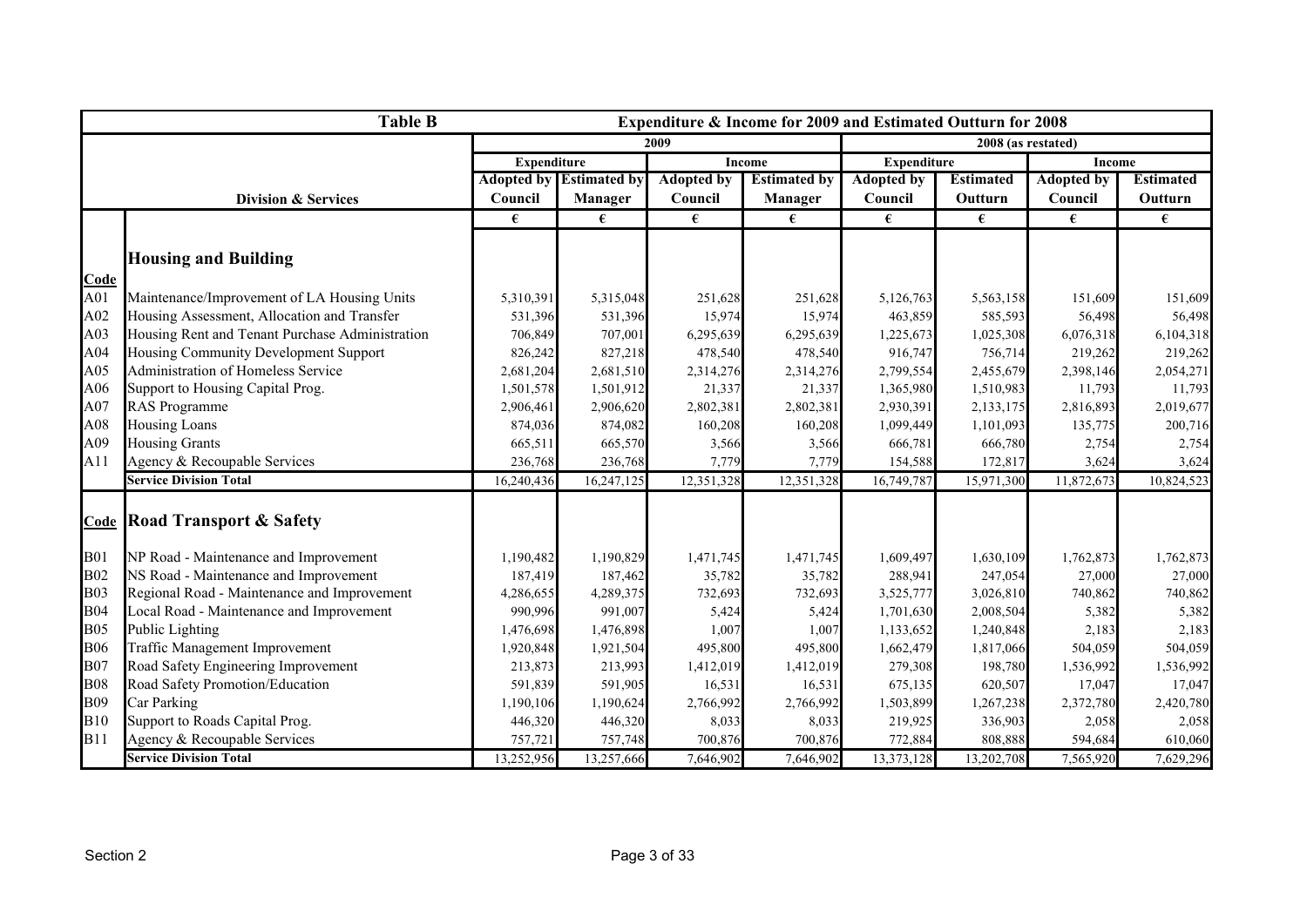| Table B | | Expenditure & Income for 2009 and Estimated Outturn for 2008 | | | | | | | |
|---|---|---|---|---|---|---|---|---|---|
| | | 2009 | | | | 2008 (as restated) | | | |
| | | Expenditure | | Income | | Expenditure | | Income | |
| | Division & Services | Adopted by Council | Estimated by Manager | Adopted by Council | Estimated by Manager | Adopted by Council | Estimated Outturn | Adopted by Council | Estimated Outturn |
| | | € | € | € | € | € | € | € | € |
| **Code** | **Housing and Building** | | | | | | | | |
| A01 | Maintenance/Improvement of LA Housing Units | 5,310,391 | 5,315,048 | 251,628 | 251,628 | 5,126,763 | 5,563,158 | 151,609 | 151,609 |
| A02 | Housing Assessment, Allocation and Transfer | 531,396 | 531,396 | 15,974 | 15,974 | 463,859 | 585,593 | 56,498 | 56,498 |
| A03 | Housing Rent and Tenant Purchase Administration | 706,849 | 707,001 | 6,295,639 | 6,295,639 | 1,225,673 | 1,025,308 | 6,076,318 | 6,104,318 |
| A04 | Housing Community Development Support | 826,242 | 827,218 | 478,540 | 478,540 | 916,747 | 756,714 | 219,262 | 219,262 |
| A05 | Administration of Homeless Service | 2,681,204 | 2,681,510 | 2,314,276 | 2,314,276 | 2,799,554 | 2,455,679 | 2,398,146 | 2,054,271 |
| A06 | Support to Housing Capital Prog. | 1,501,578 | 1,501,912 | 21,337 | 21,337 | 1,365,980 | 1,510,983 | 11,793 | 11,793 |
| A07 | RAS Programme | 2,906,461 | 2,906,620 | 2,802,381 | 2,802,381 | 2,930,391 | 2,133,175 | 2,816,893 | 2,019,677 |
| A08 | Housing Loans | 874,036 | 874,082 | 160,208 | 160,208 | 1,099,449 | 1,101,093 | 135,775 | 200,716 |
| A09 | Housing Grants | 665,511 | 665,570 | 3,566 | 3,566 | 666,781 | 666,780 | 2,754 | 2,754 |
| A11 | Agency & Recoupable Services | 236,768 | 236,768 | 7,779 | 7,779 | 154,588 | 172,817 | 3,624 | 3,624 |
| | **Service Division Total** | 16,240,436 | 16,247,125 | 12,351,328 | 12,351,328 | 16,749,787 | 15,971,300 | 11,872,673 | 10,824,523 |
| **Code** | **Road Transport & Safety** | | | | | | | | |
| B01 | NP Road - Maintenance and Improvement | 1,190,482 | 1,190,829 | 1,471,745 | 1,471,745 | 1,609,497 | 1,630,109 | 1,762,873 | 1,762,873 |
| B02 | NS Road - Maintenance and Improvement | 187,419 | 187,462 | 35,782 | 35,782 | 288,941 | 247,054 | 27,000 | 27,000 |
| B03 | Regional Road - Maintenance and Improvement | 4,286,655 | 4,289,375 | 732,693 | 732,693 | 3,525,777 | 3,026,810 | 740,862 | 740,862 |
| B04 | Local Road - Maintenance and Improvement | 990,996 | 991,007 | 5,424 | 5,424 | 1,701,630 | 2,008,504 | 5,382 | 5,382 |
| B05 | Public Lighting | 1,476,698 | 1,476,898 | 1,007 | 1,007 | 1,133,652 | 1,240,848 | 2,183 | 2,183 |
| B06 | Traffic Management Improvement | 1,920,848 | 1,921,504 | 495,800 | 495,800 | 1,662,479 | 1,817,066 | 504,059 | 504,059 |
| B07 | Road Safety Engineering Improvement | 213,873 | 213,993 | 1,412,019 | 1,412,019 | 279,308 | 198,780 | 1,536,992 | 1,536,992 |
| B08 | Road Safety Promotion/Education | 591,839 | 591,905 | 16,531 | 16,531 | 675,135 | 620,507 | 17,047 | 17,047 |
| B09 | Car Parking | 1,190,106 | 1,190,624 | 2,766,992 | 2,766,992 | 1,503,899 | 1,267,238 | 2,372,780 | 2,420,780 |
| B10 | Support to Roads Capital Prog. | 446,320 | 446,320 | 8,033 | 8,033 | 219,925 | 336,903 | 2,058 | 2,058 |
| B11 | Agency & Recoupable Services | 757,721 | 757,748 | 700,876 | 700,876 | 772,884 | 808,888 | 594,684 | 610,060 |
| | **Service Division Total** | 13,252,956 | 13,257,666 | 7,646,902 | 7,646,902 | 13,373,128 | 13,202,708 | 7,565,920 | 7,629,296 |

Section 2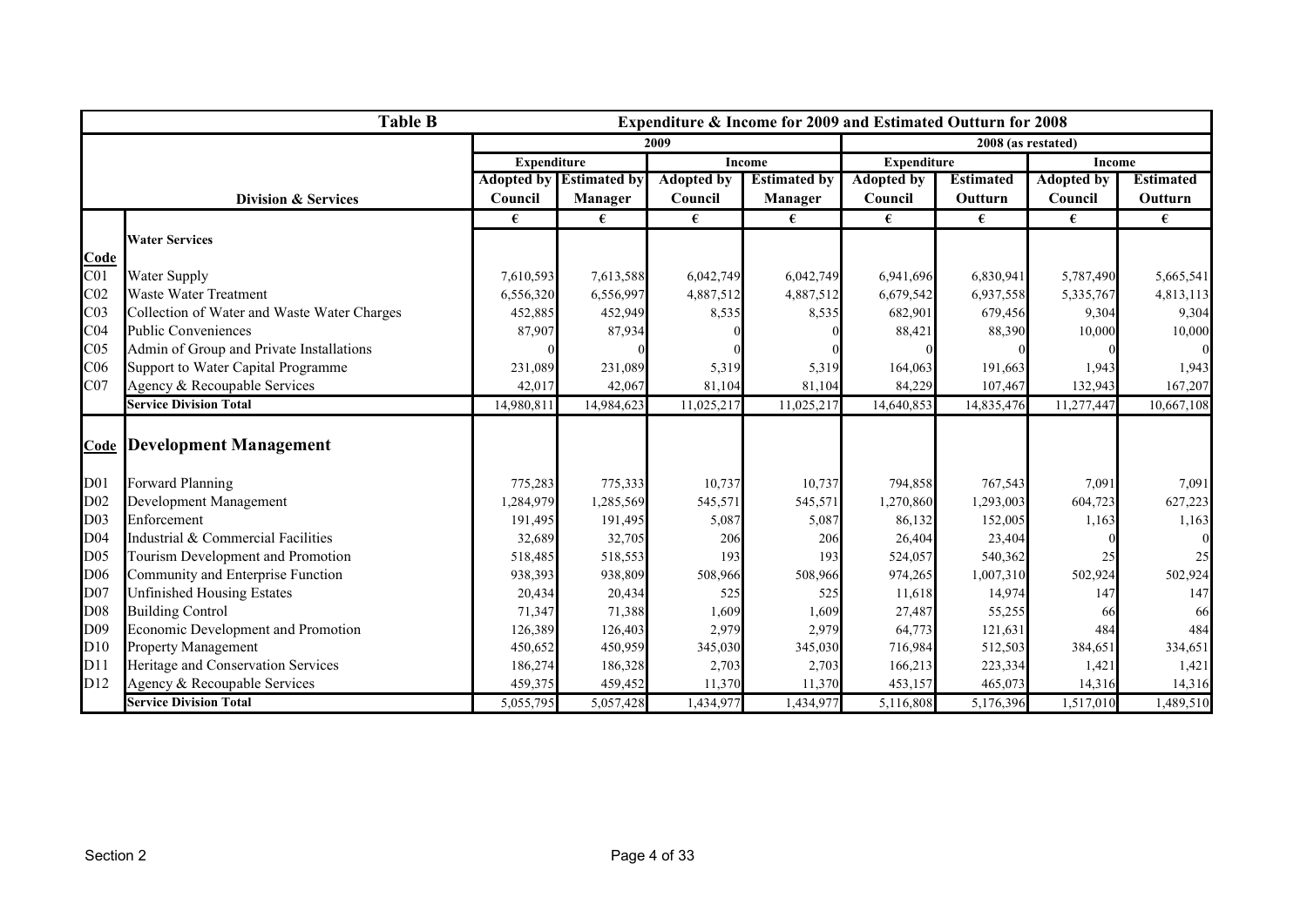| Table B | | Expenditure & Income for 2009 and Estimated Outturn for 2008 | | | | | | | |
|---|---|---|---|---|---|---|---|---|---|
| | | 2009 | | | | 2008 (as restated) | | | |
| | | Expenditure | | Income | | Expenditure | | Income | |
| | **Division & Services** | Adopted by Council | Estimated by Manager | Adopted by Council | Estimated by Manager | Adopted by Council | Estimated Outturn | Adopted by Council | Estimated Outturn |
| | | € | € | € | € | € | € | € | € |
| | **Water Services** | | | | | | | | |
| **Code** | | | | | | | | | |
| C01 | Water Supply | 7,610,593 | 7,613,588 | 6,042,749 | 6,042,749 | 6,941,696 | 6,830,941 | 5,787,490 | 5,665,541 |
| C02 | Waste Water Treatment | 6,556,320 | 6,556,997 | 4,887,512 | 4,887,512 | 6,679,542 | 6,937,558 | 5,335,767 | 4,813,113 |
| C03 | Collection of Water and Waste Water Charges | 452,885 | 452,949 | 8,535 | 8,535 | 682,901 | 679,456 | 9,304 | 9,304 |
| C04 | Public Conveniences | 87,907 | 87,934 | 0 | 0 | 88,421 | 88,390 | 10,000 | 10,000 |
| C05 | Admin of Group and Private Installations | 0 | 0 | 0 | 0 | 0 | 0 | 0 | 0 |
| C06 | Support to Water Capital Programme | 231,089 | 231,089 | 5,319 | 5,319 | 164,063 | 191,663 | 1,943 | 1,943 |
| C07 | Agency & Recoupable Services | 42,017 | 42,067 | 81,104 | 81,104 | 84,229 | 107,467 | 132,943 | 167,207 |
| | **Service Division Total** | 14,980,811 | 14,984,623 | 11,025,217 | 11,025,217 | 14,640,853 | 14,835,476 | 11,277,447 | 10,667,108 |
| **Code** | **Development Management** | | | | | | | | |
| D01 | Forward Planning | 775,283 | 775,333 | 10,737 | 10,737 | 794,858 | 767,543 | 7,091 | 7,091 |
| D02 | Development Management | 1,284,979 | 1,285,569 | 545,571 | 545,571 | 1,270,860 | 1,293,003 | 604,723 | 627,223 |
| D03 | Enforcement | 191,495 | 191,495 | 5,087 | 5,087 | 86,132 | 152,005 | 1,163 | 1,163 |
| D04 | Industrial & Commercial Facilities | 32,689 | 32,705 | 206 | 206 | 26,404 | 23,404 | 0 | 0 |
| D05 | Tourism Development and Promotion | 518,485 | 518,553 | 193 | 193 | 524,057 | 540,362 | 25 | 25 |
| D06 | Community and Enterprise Function | 938,393 | 938,809 | 508,966 | 508,966 | 974,265 | 1,007,310 | 502,924 | 502,924 |
| D07 | Unfinished Housing Estates | 20,434 | 20,434 | 525 | 525 | 11,618 | 14,974 | 147 | 147 |
| D08 | Building Control | 71,347 | 71,388 | 1,609 | 1,609 | 27,487 | 55,255 | 66 | 66 |
| D09 | Economic Development and Promotion | 126,389 | 126,403 | 2,979 | 2,979 | 64,773 | 121,631 | 484 | 484 |
| D10 | Property Management | 450,652 | 450,959 | 345,030 | 345,030 | 716,984 | 512,503 | 384,651 | 334,651 |
| D11 | Heritage and Conservation Services | 186,274 | 186,328 | 2,703 | 2,703 | 166,213 | 223,334 | 1,421 | 1,421 |
| D12 | Agency & Recoupable Services | 459,375 | 459,452 | 11,370 | 11,370 | 453,157 | 465,073 | 14,316 | 14,316 |
| | **Service Division Total** | 5,055,795 | 5,057,428 | 1,434,977 | 1,434,977 | 5,116,808 | 5,176,396 | 1,517,010 | 1,489,510 |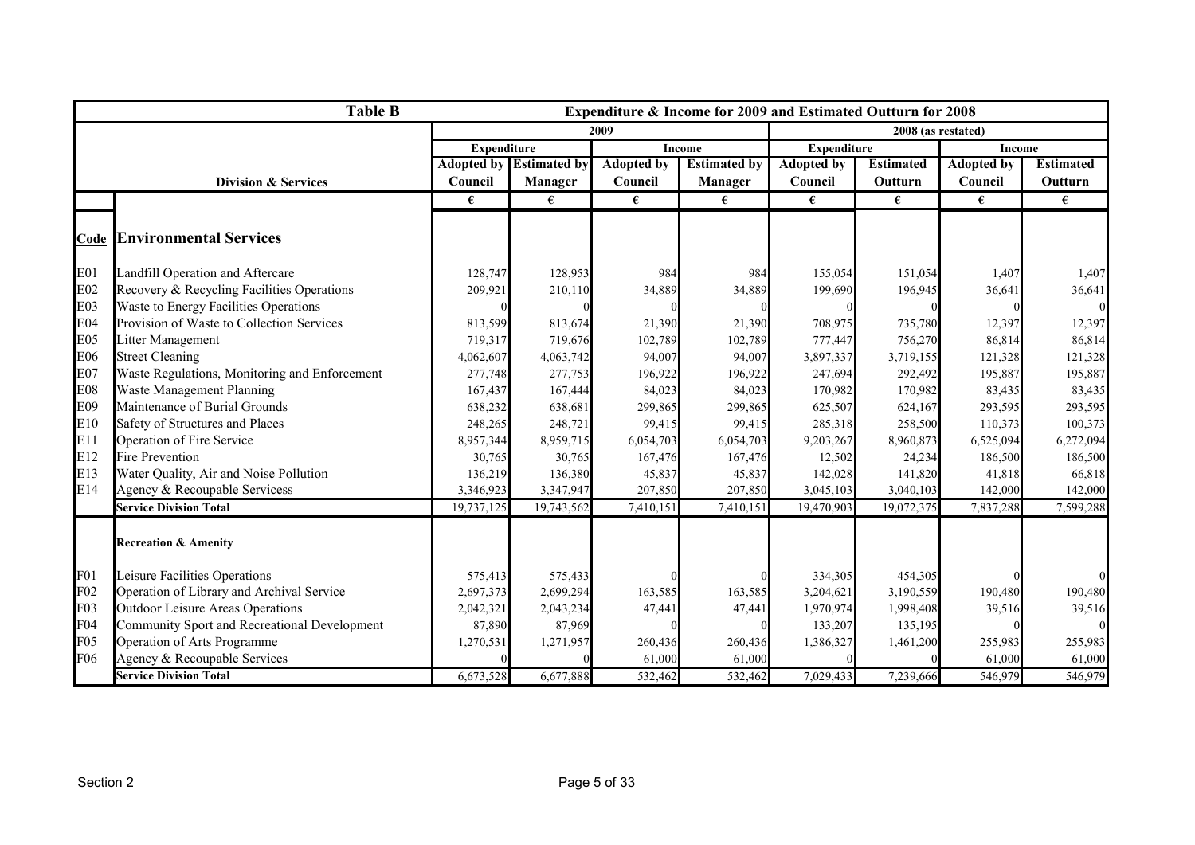| Table B | | Expenditure & Income for 2009 and Estimated Outturn for 2008 | | | | | | | |
|---|---|---|---|---|---|---|---|---|---|
| | | 2009 | | | | 2008 (as restated) | | | |
| | | Expenditure | | Income | | Expenditure | | Income | |
| | Division & Services | Adopted by Council | Estimated by Manager | Adopted by Council | Estimated by Manager | Adopted by Council | Estimated Outturn | Adopted by Council | Estimated Outturn |
| | | € | € | € | € | € | € | € | € |
| **Code** | **Environmental Services** | | | | | | | | |
| E01 | Landfill Operation and Aftercare | 128,747 | 128,953 | 984 | 984 | 155,054 | 151,054 | 1,407 | 1,407 |
| E02 | Recovery & Recycling Facilities Operations | 209,921 | 210,110 | 34,889 | 34,889 | 199,690 | 196,945 | 36,641 | 36,641 |
| E03 | Waste to Energy Facilities Operations | 0 | 0 | 0 | 0 | 0 | 0 | 0 | 0 |
| E04 | Provision of Waste to Collection Services | 813,599 | 813,674 | 21,390 | 21,390 | 708,975 | 735,780 | 12,397 | 12,397 |
| E05 | Litter Management | 719,317 | 719,676 | 102,789 | 102,789 | 777,447 | 756,270 | 86,814 | 86,814 |
| E06 | Street Cleaning | 4,062,607 | 4,063,742 | 94,007 | 94,007 | 3,897,337 | 3,719,155 | 121,328 | 121,328 |
| E07 | Waste Regulations, Monitoring and Enforcement | 277,748 | 277,753 | 196,922 | 196,922 | 247,694 | 292,492 | 195,887 | 195,887 |
| E08 | Waste Management Planning | 167,437 | 167,444 | 84,023 | 84,023 | 170,982 | 170,982 | 83,435 | 83,435 |
| E09 | Maintenance of Burial Grounds | 638,232 | 638,681 | 299,865 | 299,865 | 625,507 | 624,167 | 293,595 | 293,595 |
| E10 | Safety of Structures and Places | 248,265 | 248,721 | 99,415 | 99,415 | 285,318 | 258,500 | 110,373 | 100,373 |
| E11 | Operation of Fire Service | 8,957,344 | 8,959,715 | 6,054,703 | 6,054,703 | 9,203,267 | 8,960,873 | 6,525,094 | 6,272,094 |
| E12 | Fire Prevention | 30,765 | 30,765 | 167,476 | 167,476 | 12,502 | 24,234 | 186,500 | 186,500 |
| E13 | Water Quality, Air and Noise Pollution | 136,219 | 136,380 | 45,837 | 45,837 | 142,028 | 141,820 | 41,818 | 66,818 |
| E14 | Agency & Recoupable Servicess | 3,346,923 | 3,347,947 | 207,850 | 207,850 | 3,045,103 | 3,040,103 | 142,000 | 142,000 |
| | **Service Division Total** | 19,737,125 | 19,743,562 | 7,410,151 | 7,410,151 | 19,470,903 | 19,072,375 | 7,837,288 | 7,599,288 |
| | **Recreation & Amenity** | | | | | | | | |
| F01 | Leisure Facilities Operations | 575,413 | 575,433 | 0 | 0 | 334,305 | 454,305 | 0 | 0 |
| F02 | Operation of Library and Archival Service | 2,697,373 | 2,699,294 | 163,585 | 163,585 | 3,204,621 | 3,190,559 | 190,480 | 190,480 |
| F03 | Outdoor Leisure Areas Operations | 2,042,321 | 2,043,234 | 47,441 | 47,441 | 1,970,974 | 1,998,408 | 39,516 | 39,516 |
| F04 | Community Sport and Recreational Development | 87,890 | 87,969 | 0 | 0 | 133,207 | 135,195 | 0 | 0 |
| F05 | Operation of Arts Programme | 1,270,531 | 1,271,957 | 260,436 | 260,436 | 1,386,327 | 1,461,200 | 255,983 | 255,983 |
| F06 | Agency & Recoupable Services | 0 | 0 | 61,000 | 61,000 | 0 | 0 | 61,000 | 61,000 |
| | **Service Division Total** | 6,673,528 | 6,677,888 | 532,462 | 532,462 | 7,029,433 | 7,239,666 | 546,979 | 546,979 |

Section 2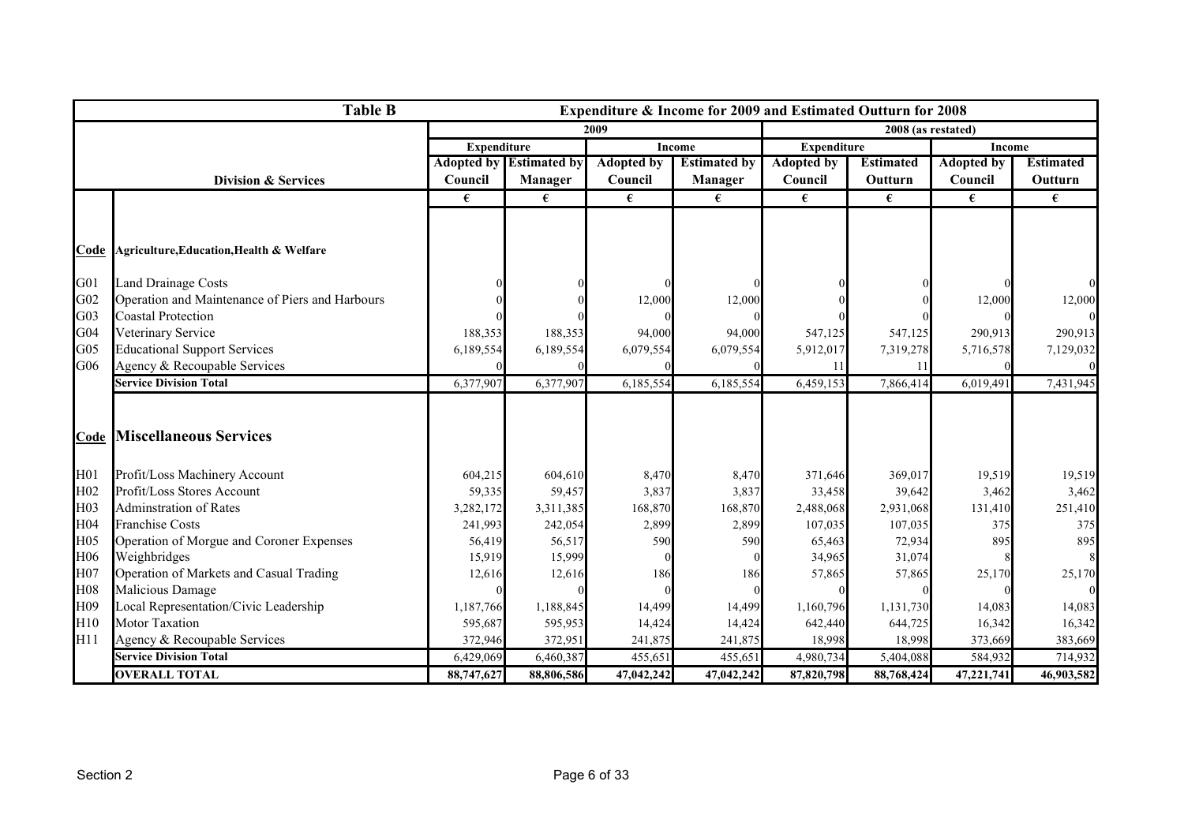| Table B | | Expenditure & Income for 2009 and Estimated Outturn for 2008 | | | | | | | |
|---|---|---|---|---|---|---|---|---|---|
| | | 2009 | | | | 2008 (as restated) | | | |
| | | Expenditure | | Income | | Expenditure | | Income | |
| | Division & Services | Adopted by Council | Estimated by Manager | Adopted by Council | Estimated by Manager | Adopted by Council | Estimated Outturn | Adopted by Council | Estimated Outturn |
| | | € | € | € | € | € | € | € | € |
| **Code** | **Agriculture,Education,Health & Welfare** | | | | | | | | |
| G01 | Land Drainage Costs | 0 | 0 | 0 | 0 | 0 | 0 | 0 | 0 |
| G02 | Operation and Maintenance of Piers and Harbours | 0 | 0 | 12,000 | 12,000 | 0 | 0 | 12,000 | 12,000 |
| G03 | Coastal Protection | 0 | 0 | 0 | 0 | 0 | 0 | 0 | 0 |
| G04 | Veterinary Service | 188,353 | 188,353 | 94,000 | 94,000 | 547,125 | 547,125 | 290,913 | 290,913 |
| G05 | Educational Support Services | 6,189,554 | 6,189,554 | 6,079,554 | 6,079,554 | 5,912,017 | 7,319,278 | 5,716,578 | 7,129,032 |
| G06 | Agency & Recoupable Services | 0 | 0 | 0 | 0 | 11 | 11 | 0 | 0 |
| | **Service Division Total** | 6,377,907 | 6,377,907 | 6,185,554 | 6,185,554 | 6,459,153 | 7,866,414 | 6,019,491 | 7,431,945 |
| **Code** | **Miscellaneous Services** | | | | | | | | |
| H01 | Profit/Loss Machinery Account | 604,215 | 604,610 | 8,470 | 8,470 | 371,646 | 369,017 | 19,519 | 19,519 |
| H02 | Profit/Loss Stores Account | 59,335 | 59,457 | 3,837 | 3,837 | 33,458 | 39,642 | 3,462 | 3,462 |
| H03 | Adminstration of Rates | 3,282,172 | 3,311,385 | 168,870 | 168,870 | 2,488,068 | 2,931,068 | 131,410 | 251,410 |
| H04 | Franchise Costs | 241,993 | 242,054 | 2,899 | 2,899 | 107,035 | 107,035 | 375 | 375 |
| H05 | Operation of Morgue and Coroner Expenses | 56,419 | 56,517 | 590 | 590 | 65,463 | 72,934 | 895 | 895 |
| H06 | Weighbridges | 15,919 | 15,999 | 0 | 0 | 34,965 | 31,074 | 8 | 8 |
| H07 | Operation of Markets and Casual Trading | 12,616 | 12,616 | 186 | 186 | 57,865 | 57,865 | 25,170 | 25,170 |
| H08 | Malicious Damage | 0 | 0 | 0 | 0 | 0 | 0 | 0 | 0 |
| H09 | Local Representation/Civic Leadership | 1,187,766 | 1,188,845 | 14,499 | 14,499 | 1,160,796 | 1,131,730 | 14,083 | 14,083 |
| H10 | Motor Taxation | 595,687 | 595,953 | 14,424 | 14,424 | 642,440 | 644,725 | 16,342 | 16,342 |
| H11 | Agency & Recoupable Services | 372,946 | 372,951 | 241,875 | 241,875 | 18,998 | 18,998 | 373,669 | 383,669 |
| | **Service Division Total** | 6,429,069 | 6,460,387 | 455,651 | 455,651 | 4,980,734 | 5,404,088 | 584,932 | 714,932 |
| | **OVERALL TOTAL** | **88,747,627** | **88,806,586** | **47,042,242** | **47,042,242** | **87,820,798** | **88,768,424** | **47,221,741** | **46,903,582** |

Section 2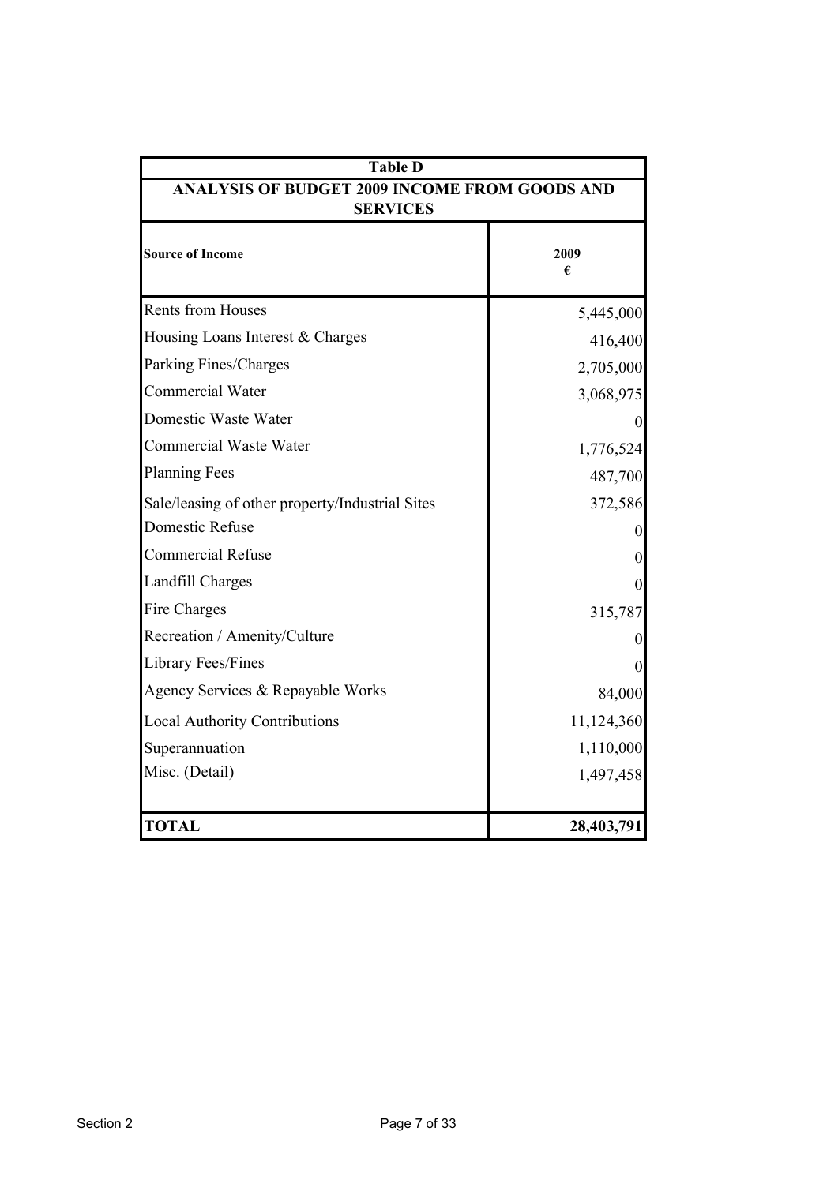| Table D | |
|---|---|
| **ANALYSIS OF BUDGET 2009 INCOME FROM GOODS AND SERVICES** | |
| **Source of Income** | **2009 €** |
| Rents from Houses | 5,445,000 |
| Housing Loans Interest & Charges | 416,400 |
| Parking Fines/Charges | 2,705,000 |
| Commercial Water | 3,068,975 |
| Domestic Waste Water | 0 |
| Commercial Waste Water | 1,776,524 |
| Planning Fees | 487,700 |
| Sale/leasing of other property/Industrial Sites | 372,586 |
| Domestic Refuse | 0 |
| Commercial Refuse | 0 |
| Landfill Charges | 0 |
| Fire Charges | 315,787 |
| Recreation / Amenity/Culture | 0 |
| Library Fees/Fines | 0 |
| Agency Services & Repayable Works | 84,000 |
| Local Authority Contributions | 11,124,360 |
| Superannuation | 1,110,000 |
| Misc. (Detail) | 1,497,458 |
| **TOTAL** | **28,403,791** |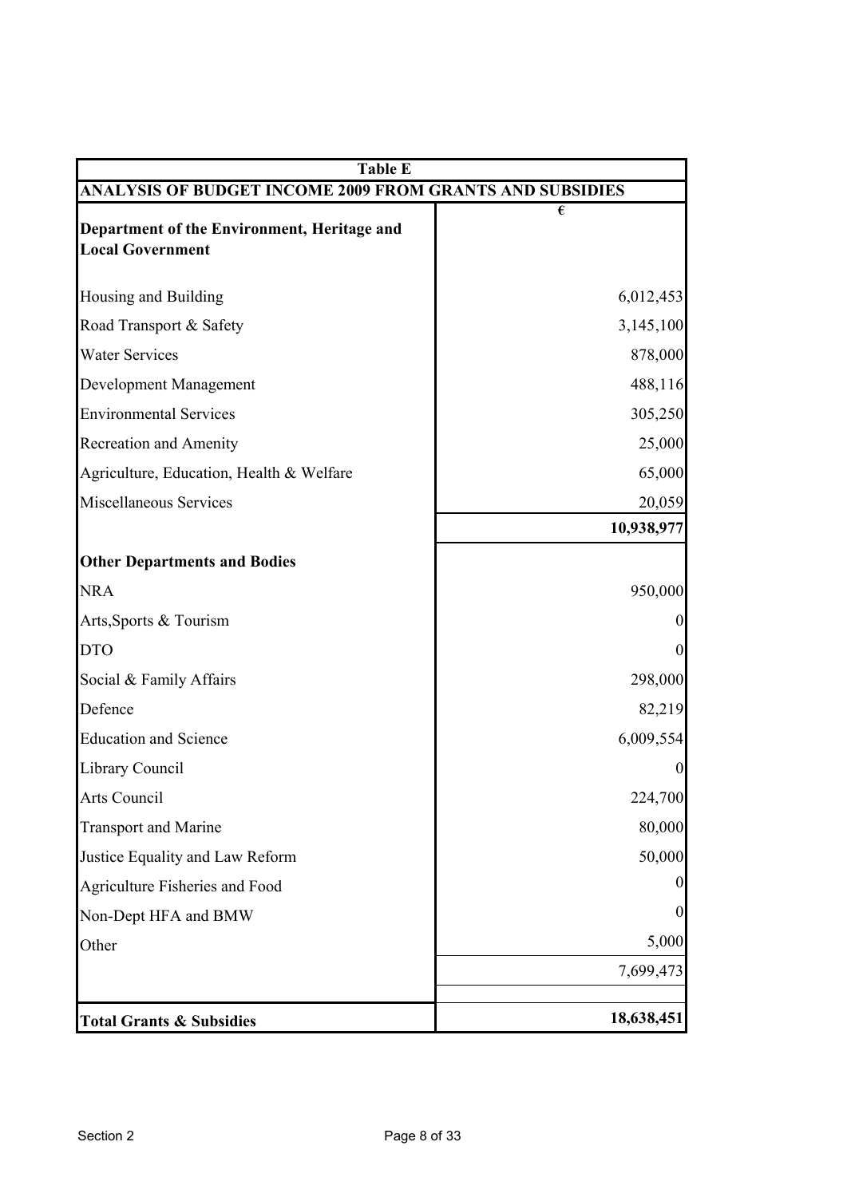| Table E | |
|---|---|
| **ANALYSIS OF BUDGET INCOME 2009 FROM GRANTS AND SUBSIDIES** | |
| **Department of the Environment, Heritage and Local Government** | **€** |
| Housing and Building | 6,012,453 |
| Road Transport & Safety | 3,145,100 |
| Water Services | 878,000 |
| Development Management | 488,116 |
| Environmental Services | 305,250 |
| Recreation and Amenity | 25,000 |
| Agriculture, Education, Health & Welfare | 65,000 |
| Miscellaneous Services | 20,059 |
| | **10,938,977** |
| **Other Departments and Bodies** | |
| NRA | 950,000 |
| Arts,Sports & Tourism | 0 |
| DTO | 0 |
| Social & Family Affairs | 298,000 |
| Defence | 82,219 |
| Education and Science | 6,009,554 |
| Library Council | 0 |
| Arts Council | 224,700 |
| Transport and Marine | 80,000 |
| Justice Equality and Law Reform | 50,000 |
| Agriculture Fisheries and Food | 0 |
| Non-Dept HFA and BMW | 0 |
| Other | 5,000 |
| | 7,699,473 |
| **Total Grants & Subsidies** | **18,638,451** |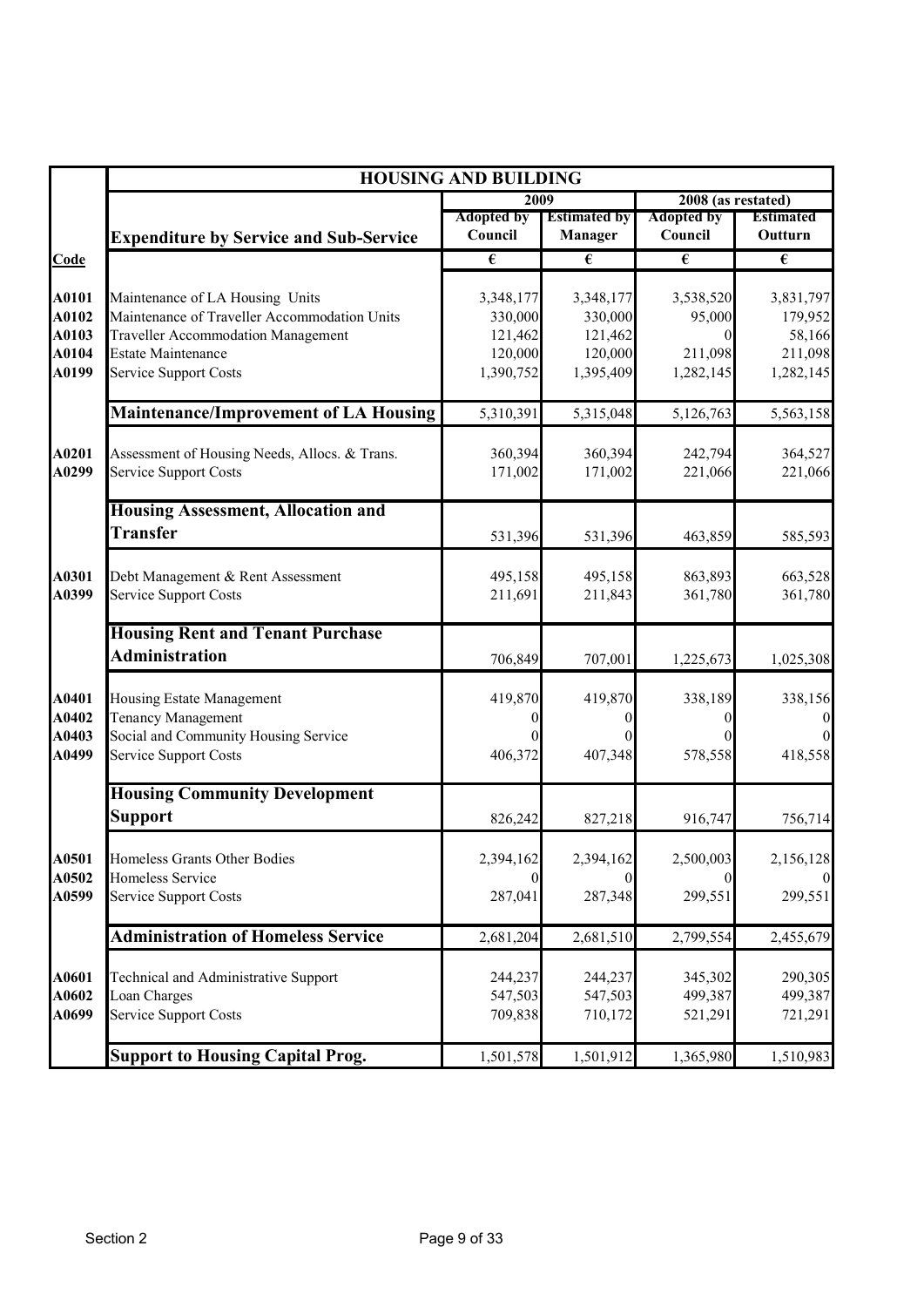| | HOUSING AND BUILDING | | | | |
|---|---|---|---|---|---|
| | | 2009 | | 2008 (as restated) | |
| | **Expenditure by Service and Sub-Service** | Adopted by Council | Estimated by Manager | Adopted by Council | Estimated Outturn |
| **Code** | | € | € | € | € |
| A0101 | Maintenance of LA Housing Units | 3,348,177 | 3,348,177 | 3,538,520 | 3,831,797 |
| A0102 | Maintenance of Traveller Accommodation Units | 330,000 | 330,000 | 95,000 | 179,952 |
| A0103 | Traveller Accommodation Management | 121,462 | 121,462 | 0 | 58,166 |
| A0104 | Estate Maintenance | 120,000 | 120,000 | 211,098 | 211,098 |
| A0199 | Service Support Costs | 1,390,752 | 1,395,409 | 1,282,145 | 1,282,145 |
| | **Maintenance/Improvement of LA Housing** | 5,310,391 | 5,315,048 | 5,126,763 | 5,563,158 |
| A0201 | Assessment of Housing Needs, Allocs. & Trans. | 360,394 | 360,394 | 242,794 | 364,527 |
| A0299 | Service Support Costs | 171,002 | 171,002 | 221,066 | 221,066 |
| | **Housing Assessment, Allocation and Transfer** | 531,396 | 531,396 | 463,859 | 585,593 |
| A0301 | Debt Management & Rent Assessment | 495,158 | 495,158 | 863,893 | 663,528 |
| A0399 | Service Support Costs | 211,691 | 211,843 | 361,780 | 361,780 |
| | **Housing Rent and Tenant Purchase Administration** | 706,849 | 707,001 | 1,225,673 | 1,025,308 |
| A0401 | Housing Estate Management | 419,870 | 419,870 | 338,189 | 338,156 |
| A0402 | Tenancy Management | 0 | 0 | 0 | 0 |
| A0403 | Social and Community Housing Service | 0 | 0 | 0 | 0 |
| A0499 | Service Support Costs | 406,372 | 407,348 | 578,558 | 418,558 |
| | **Housing Community Development Support** | 826,242 | 827,218 | 916,747 | 756,714 |
| A0501 | Homeless Grants Other Bodies | 2,394,162 | 2,394,162 | 2,500,003 | 2,156,128 |
| A0502 | Homeless Service | 0 | 0 | 0 | 0 |
| A0599 | Service Support Costs | 287,041 | 287,348 | 299,551 | 299,551 |
| | **Administration of Homeless Service** | 2,681,204 | 2,681,510 | 2,799,554 | 2,455,679 |
| A0601 | Technical and Administrative Support | 244,237 | 244,237 | 345,302 | 290,305 |
| A0602 | Loan Charges | 547,503 | 547,503 | 499,387 | 499,387 |
| A0699 | Service Support Costs | 709,838 | 710,172 | 521,291 | 721,291 |
| | **Support to Housing Capital Prog.** | 1,501,578 | 1,501,912 | 1,365,980 | 1,510,983 |

Section 2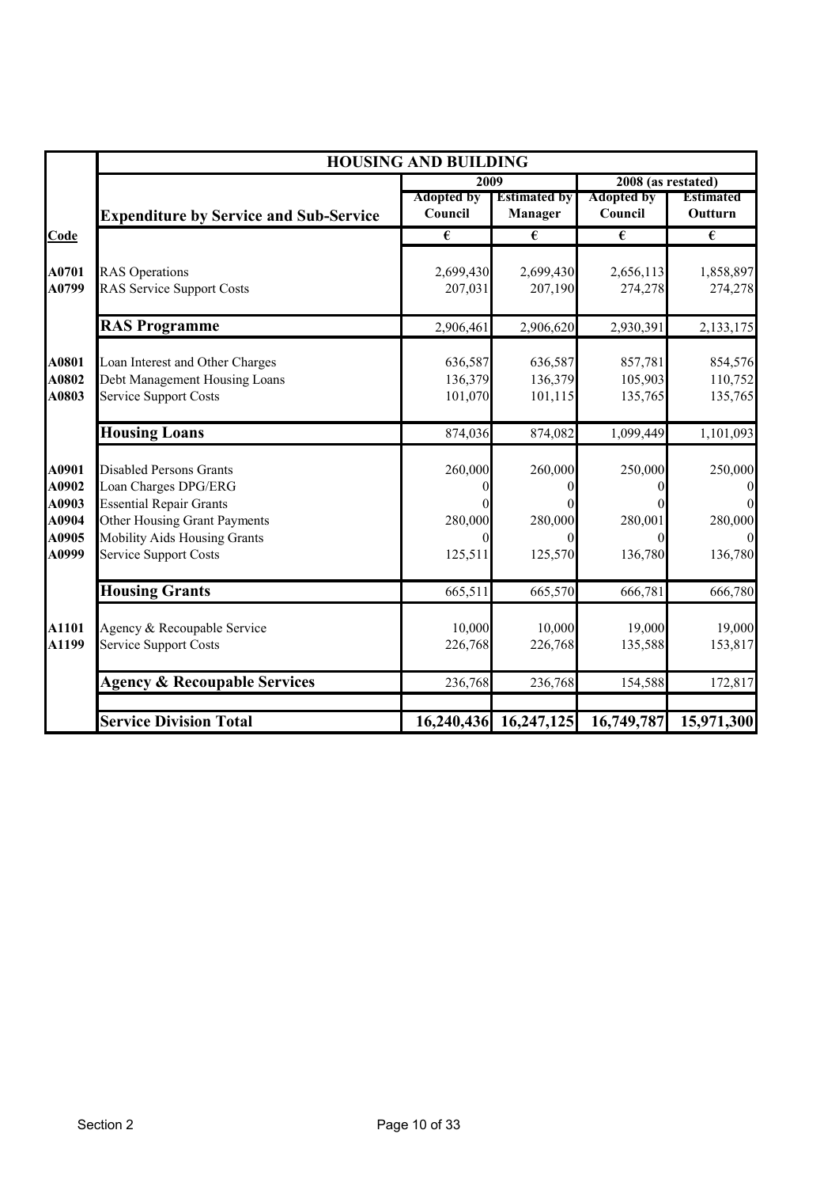| | HOUSING AND BUILDING | | | | |
|---|---|---|---|---|---|
| | | 2009 | | 2008 (as restated) | |
| | **Expenditure by Service and Sub-Service** | Adopted by Council | Estimated by Manager | Adopted by Council | Estimated Outturn |
| **Code** | | € | € | € | € |
| **A0701** | RAS Operations | 2,699,430 | 2,699,430 | 2,656,113 | 1,858,897 |
| **A0799** | RAS Service Support Costs | 207,031 | 207,190 | 274,278 | 274,278 |
| | **RAS Programme** | 2,906,461 | 2,906,620 | 2,930,391 | 2,133,175 |
| **A0801** | Loan Interest and Other Charges | 636,587 | 636,587 | 857,781 | 854,576 |
| **A0802** | Debt Management Housing Loans | 136,379 | 136,379 | 105,903 | 110,752 |
| **A0803** | Service Support Costs | 101,070 | 101,115 | 135,765 | 135,765 |
| | **Housing Loans** | 874,036 | 874,082 | 1,099,449 | 1,101,093 |
| **A0901** | Disabled Persons Grants | 260,000 | 260,000 | 250,000 | 250,000 |
| **A0902** | Loan Charges DPG/ERG | 0 | 0 | 0 | 0 |
| **A0903** | Essential Repair Grants | 0 | 0 | 0 | 0 |
| **A0904** | Other Housing Grant Payments | 280,000 | 280,000 | 280,001 | 280,000 |
| **A0905** | Mobility Aids Housing Grants | 0 | 0 | 0 | 0 |
| **A0999** | Service Support Costs | 125,511 | 125,570 | 136,780 | 136,780 |
| | **Housing Grants** | 665,511 | 665,570 | 666,781 | 666,780 |
| **A1101** | Agency & Recoupable Service | 10,000 | 10,000 | 19,000 | 19,000 |
| **A1199** | Service Support Costs | 226,768 | 226,768 | 135,588 | 153,817 |
| | **Agency & Recoupable Services** | 236,768 | 236,768 | 154,588 | 172,817 |
| | **Service Division Total** | **16,240,436** | **16,247,125** | **16,749,787** | **15,971,300** |

Section 2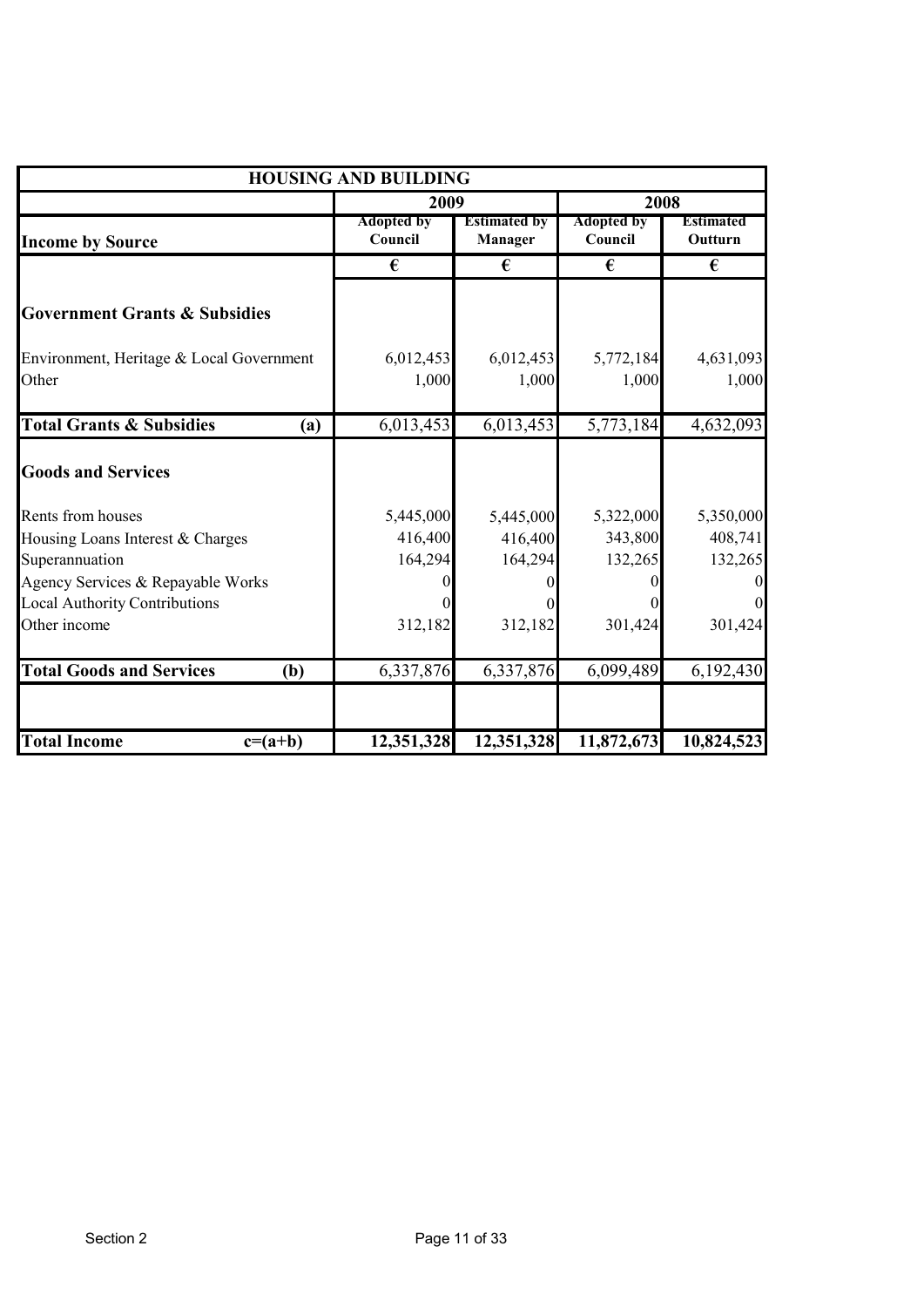| HOUSING AND BUILDING | | | | |
|---|---|---|---|---|
| | 2009 | | 2008 | |
| **Income by Source** | Adopted by Council | Estimated by Manager | Adopted by Council | Estimated Outturn |
| | € | € | € | € |
| **Government Grants & Subsidies** | | | | |
| Environment, Heritage & Local Government | 6,012,453 | 6,012,453 | 5,772,184 | 4,631,093 |
| Other | 1,000 | 1,000 | 1,000 | 1,000 |
| **Total Grants & Subsidies (a)** | 6,013,453 | 6,013,453 | 5,773,184 | 4,632,093 |
| **Goods and Services** | | | | |
| Rents from houses | 5,445,000 | 5,445,000 | 5,322,000 | 5,350,000 |
| Housing Loans Interest & Charges | 416,400 | 416,400 | 343,800 | 408,741 |
| Superannuation | 164,294 | 164,294 | 132,265 | 132,265 |
| Agency Services & Repayable Works | 0 | 0 | 0 | 0 |
| Local Authority Contributions | 0 | 0 | 0 | 0 |
| Other income | 312,182 | 312,182 | 301,424 | 301,424 |
| **Total Goods and Services (b)** | 6,337,876 | 6,337,876 | 6,099,489 | 6,192,430 |
| **Total Income c=(a+b)** | **12,351,328** | **12,351,328** | **11,872,673** | **10,824,523** |

Section 2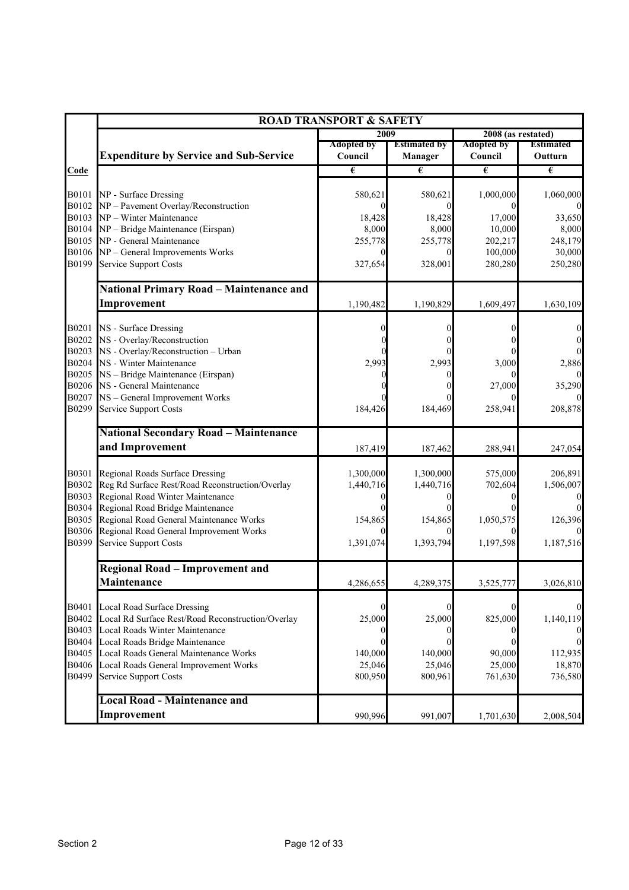| | ROAD TRANSPORT & SAFETY | | | | |
|---|---|---|---|---|---|
| | | 2009 | | 2008 (as restated) | |
| | **Expenditure by Service and Sub-Service** | Adopted by Council | Estimated by Manager | Adopted by Council | Estimated Outturn |
| **Code** | | € | € | € | € |
| B0101 | NP - Surface Dressing | 580,621 | 580,621 | 1,000,000 | 1,060,000 |
| B0102 | NP – Pavement Overlay/Reconstruction | 0 | 0 | 0 | 0 |
| B0103 | NP – Winter Maintenance | 18,428 | 18,428 | 17,000 | 33,650 |
| B0104 | NP – Bridge Maintenance (Eirspan) | 8,000 | 8,000 | 10,000 | 8,000 |
| B0105 | NP - General Maintenance | 255,778 | 255,778 | 202,217 | 248,179 |
| B0106 | NP – General Improvements Works | 0 | 0 | 100,000 | 30,000 |
| B0199 | Service Support Costs | 327,654 | 328,001 | 280,280 | 250,280 |
| | **National Primary Road – Maintenance and Improvement** | 1,190,482 | 1,190,829 | 1,609,497 | 1,630,109 |
| B0201 | NS - Surface Dressing | 0 | 0 | 0 | 0 |
| B0202 | NS - Overlay/Reconstruction | 0 | 0 | 0 | 0 |
| B0203 | NS - Overlay/Reconstruction – Urban | 0 | 0 | 0 | 0 |
| B0204 | NS - Winter Maintenance | 2,993 | 2,993 | 3,000 | 2,886 |
| B0205 | NS – Bridge Maintenance (Eirspan) | 0 | 0 | 0 | 0 |
| B0206 | NS - General Maintenance | 0 | 0 | 27,000 | 35,290 |
| B0207 | NS – General Improvement Works | 0 | 0 | 0 | 0 |
| B0299 | Service Support Costs | 184,426 | 184,469 | 258,941 | 208,878 |
| | **National Secondary Road – Maintenance and Improvement** | 187,419 | 187,462 | 288,941 | 247,054 |
| B0301 | Regional Roads Surface Dressing | 1,300,000 | 1,300,000 | 575,000 | 206,891 |
| B0302 | Reg Rd Surface Rest/Road Reconstruction/Overlay | 1,440,716 | 1,440,716 | 702,604 | 1,506,007 |
| B0303 | Regional Road Winter Maintenance | 0 | 0 | 0 | 0 |
| B0304 | Regional Road Bridge Maintenance | 0 | 0 | 0 | 0 |
| B0305 | Regional Road General Maintenance Works | 154,865 | 154,865 | 1,050,575 | 126,396 |
| B0306 | Regional Road General Improvement Works | 0 | 0 | 0 | 0 |
| B0399 | Service Support Costs | 1,391,074 | 1,393,794 | 1,197,598 | 1,187,516 |
| | **Regional Road – Improvement and Maintenance** | 4,286,655 | 4,289,375 | 3,525,777 | 3,026,810 |
| B0401 | Local Road Surface Dressing | 0 | 0 | 0 | 0 |
| B0402 | Local Rd Surface Rest/Road Reconstruction/Overlay | 25,000 | 25,000 | 825,000 | 1,140,119 |
| B0403 | Local Roads Winter Maintenance | 0 | 0 | 0 | 0 |
| B0404 | Local Roads Bridge Maintenance | 0 | 0 | 0 | 0 |
| B0405 | Local Roads General Maintenance Works | 140,000 | 140,000 | 90,000 | 112,935 |
| B0406 | Local Roads General Improvement Works | 25,046 | 25,046 | 25,000 | 18,870 |
| B0499 | Service Support Costs | 800,950 | 800,961 | 761,630 | 736,580 |
| | **Local Road - Maintenance and Improvement** | 990,996 | 991,007 | 1,701,630 | 2,008,504 |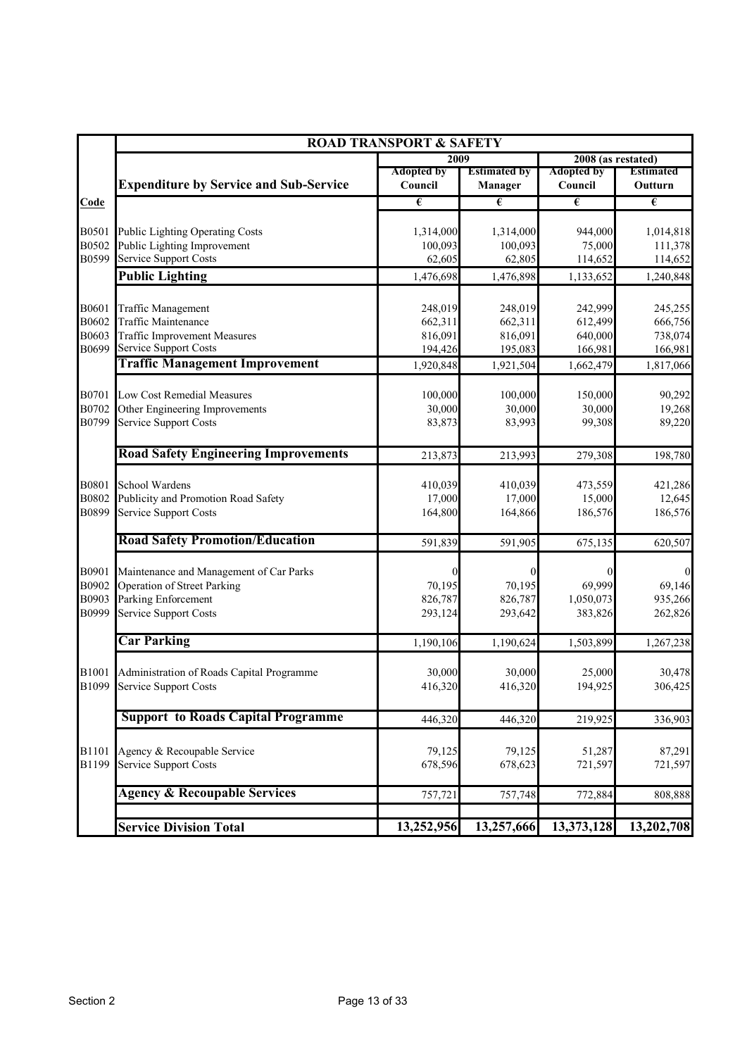| | ROAD TRANSPORT & SAFETY | | | | |
|---|---|---|---|---|---|
| | | 2009 | | 2008 (as restated) | |
| | **Expenditure by Service and Sub-Service** | Adopted by Council | Estimated by Manager | Adopted by Council | Estimated Outturn |
| **Code** | | € | € | € | € |
| B0501 | Public Lighting Operating Costs | 1,314,000 | 1,314,000 | 944,000 | 1,014,818 |
| B0502 | Public Lighting Improvement | 100,093 | 100,093 | 75,000 | 111,378 |
| B0599 | Service Support Costs | 62,605 | 62,805 | 114,652 | 114,652 |
| | **Public Lighting** | 1,476,698 | 1,476,898 | 1,133,652 | 1,240,848 |
| B0601 | Traffic Management | 248,019 | 248,019 | 242,999 | 245,255 |
| B0602 | Traffic Maintenance | 662,311 | 662,311 | 612,499 | 666,756 |
| B0603 | Traffic Improvement Measures | 816,091 | 816,091 | 640,000 | 738,074 |
| B0699 | Service Support Costs | 194,426 | 195,083 | 166,981 | 166,981 |
| | **Traffic Management Improvement** | 1,920,848 | 1,921,504 | 1,662,479 | 1,817,066 |
| B0701 | Low Cost Remedial Measures | 100,000 | 100,000 | 150,000 | 90,292 |
| B0702 | Other Engineering Improvements | 30,000 | 30,000 | 30,000 | 19,268 |
| B0799 | Service Support Costs | 83,873 | 83,993 | 99,308 | 89,220 |
| | **Road Safety Engineering Improvements** | 213,873 | 213,993 | 279,308 | 198,780 |
| B0801 | School Wardens | 410,039 | 410,039 | 473,559 | 421,286 |
| B0802 | Publicity and Promotion Road Safety | 17,000 | 17,000 | 15,000 | 12,645 |
| B0899 | Service Support Costs | 164,800 | 164,866 | 186,576 | 186,576 |
| | **Road Safety Promotion/Education** | 591,839 | 591,905 | 675,135 | 620,507 |
| B0901 | Maintenance and Management of Car Parks | 0 | 0 | 0 | 0 |
| B0902 | Operation of Street Parking | 70,195 | 70,195 | 69,999 | 69,146 |
| B0903 | Parking Enforcement | 826,787 | 826,787 | 1,050,073 | 935,266 |
| B0999 | Service Support Costs | 293,124 | 293,642 | 383,826 | 262,826 |
| | **Car Parking** | 1,190,106 | 1,190,624 | 1,503,899 | 1,267,238 |
| B1001 | Administration of Roads Capital Programme | 30,000 | 30,000 | 25,000 | 30,478 |
| B1099 | Service Support Costs | 416,320 | 416,320 | 194,925 | 306,425 |
| | **Support to Roads Capital Programme** | 446,320 | 446,320 | 219,925 | 336,903 |
| B1101 | Agency & Recoupable Service | 79,125 | 79,125 | 51,287 | 87,291 |
| B1199 | Service Support Costs | 678,596 | 678,623 | 721,597 | 721,597 |
| | **Agency & Recoupable Services** | 757,721 | 757,748 | 772,884 | 808,888 |
| | **Service Division Total** | **13,252,956** | **13,257,666** | **13,373,128** | **13,202,708** |

Section 2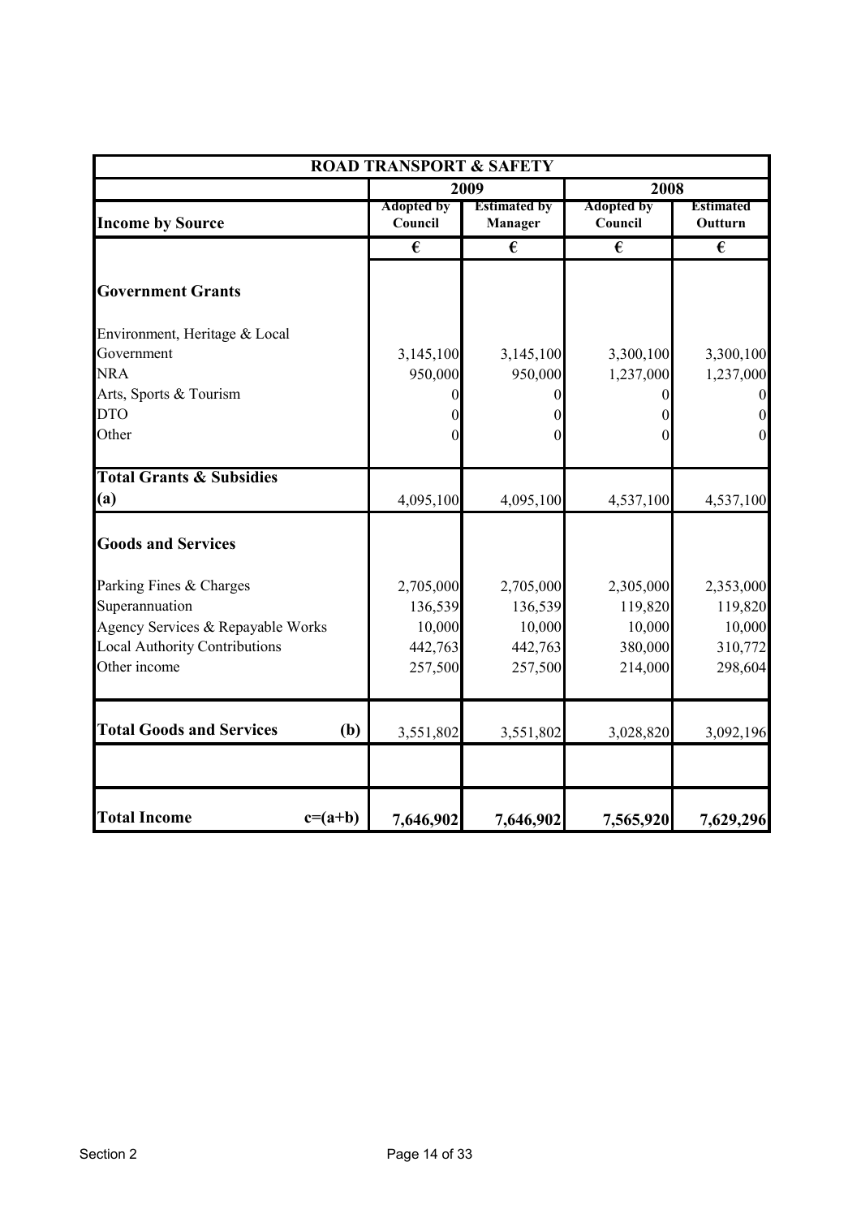| ROAD TRANSPORT & SAFETY | | | | |
|---|---|---|---|---|
| | 2009 | | 2008 | |
| **Income by Source** | Adopted by Council | Estimated by Manager | Adopted by Council | Estimated Outturn |
| | € | € | € | € |
| **Government Grants** | | | | |
| Environment, Heritage & Local Government | 3,145,100 | 3,145,100 | 3,300,100 | 3,300,100 |
| NRA | 950,000 | 950,000 | 1,237,000 | 1,237,000 |
| Arts, Sports & Tourism | 0 | 0 | 0 | 0 |
| DTO | 0 | 0 | 0 | 0 |
| Other | 0 | 0 | 0 | 0 |
| **Total Grants & Subsidies (a)** | 4,095,100 | 4,095,100 | 4,537,100 | 4,537,100 |
| **Goods and Services** | | | | |
| Parking Fines & Charges | 2,705,000 | 2,705,000 | 2,305,000 | 2,353,000 |
| Superannuation | 136,539 | 136,539 | 119,820 | 119,820 |
| Agency Services & Repayable Works | 10,000 | 10,000 | 10,000 | 10,000 |
| Local Authority Contributions | 442,763 | 442,763 | 380,000 | 310,772 |
| Other income | 257,500 | 257,500 | 214,000 | 298,604 |
| **Total Goods and Services (b)** | 3,551,802 | 3,551,802 | 3,028,820 | 3,092,196 |
| | | | | |
| **Total Income c=(a+b)** | **7,646,902** | **7,646,902** | **7,565,920** | **7,629,296** |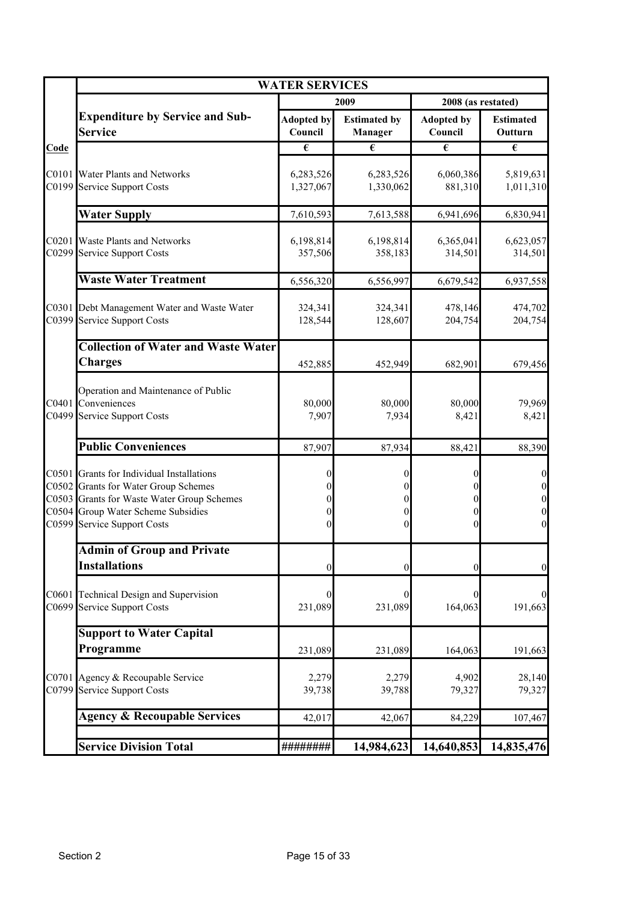| | WATER SERVICES | | | | |
|---|---|---|---|---|---|
| | | 2009 | | 2008 (as restated) | |
| | **Expenditure by Service and Sub-Service** | **Adopted by Council** | **Estimated by Manager** | **Adopted by Council** | **Estimated Outturn** |
| **Code** | | € | € | € | € |
| C0101 | Water Plants and Networks | 6,283,526 | 6,283,526 | 6,060,386 | 5,819,631 |
| C0199 | Service Support Costs | 1,327,067 | 1,330,062 | 881,310 | 1,011,310 |
| | **Water Supply** | 7,610,593 | 7,613,588 | 6,941,696 | 6,830,941 |
| C0201 | Waste Plants and Networks | 6,198,814 | 6,198,814 | 6,365,041 | 6,623,057 |
| C0299 | Service Support Costs | 357,506 | 358,183 | 314,501 | 314,501 |
| | **Waste Water Treatment** | 6,556,320 | 6,556,997 | 6,679,542 | 6,937,558 |
| C0301 | Debt Management Water and Waste Water | 324,341 | 324,341 | 478,146 | 474,702 |
| C0399 | Service Support Costs | 128,544 | 128,607 | 204,754 | 204,754 |
| | **Collection of Water and Waste Water Charges** | 452,885 | 452,949 | 682,901 | 679,456 |
| C0401 | Operation and Maintenance of Public Conveniences | 80,000 | 80,000 | 80,000 | 79,969 |
| C0499 | Service Support Costs | 7,907 | 7,934 | 8,421 | 8,421 |
| | **Public Conveniences** | 87,907 | 87,934 | 88,421 | 88,390 |
| C0501 | Grants for Individual Installations | 0 | 0 | 0 | 0 |
| C0502 | Grants for Water Group Schemes | 0 | 0 | 0 | 0 |
| C0503 | Grants for Waste Water Group Schemes | 0 | 0 | 0 | 0 |
| C0504 | Group Water Scheme Subsidies | 0 | 0 | 0 | 0 |
| C0599 | Service Support Costs | 0 | 0 | 0 | 0 |
| | **Admin of Group and Private Installations** | 0 | 0 | 0 | 0 |
| C0601 | Technical Design and Supervision | 0 | 0 | 0 | 0 |
| C0699 | Service Support Costs | 231,089 | 231,089 | 164,063 | 191,663 |
| | **Support to Water Capital Programme** | 231,089 | 231,089 | 164,063 | 191,663 |
| C0701 | Agency & Recoupable Service | 2,279 | 2,279 | 4,902 | 28,140 |
| C0799 | Service Support Costs | 39,738 | 39,788 | 79,327 | 79,327 |
| | **Agency & Recoupable Services** | 42,017 | 42,067 | 84,229 | 107,467 |
| | **Service Division Total** | **########** | **14,984,623** | **14,640,853** | **14,835,476** |

Section 2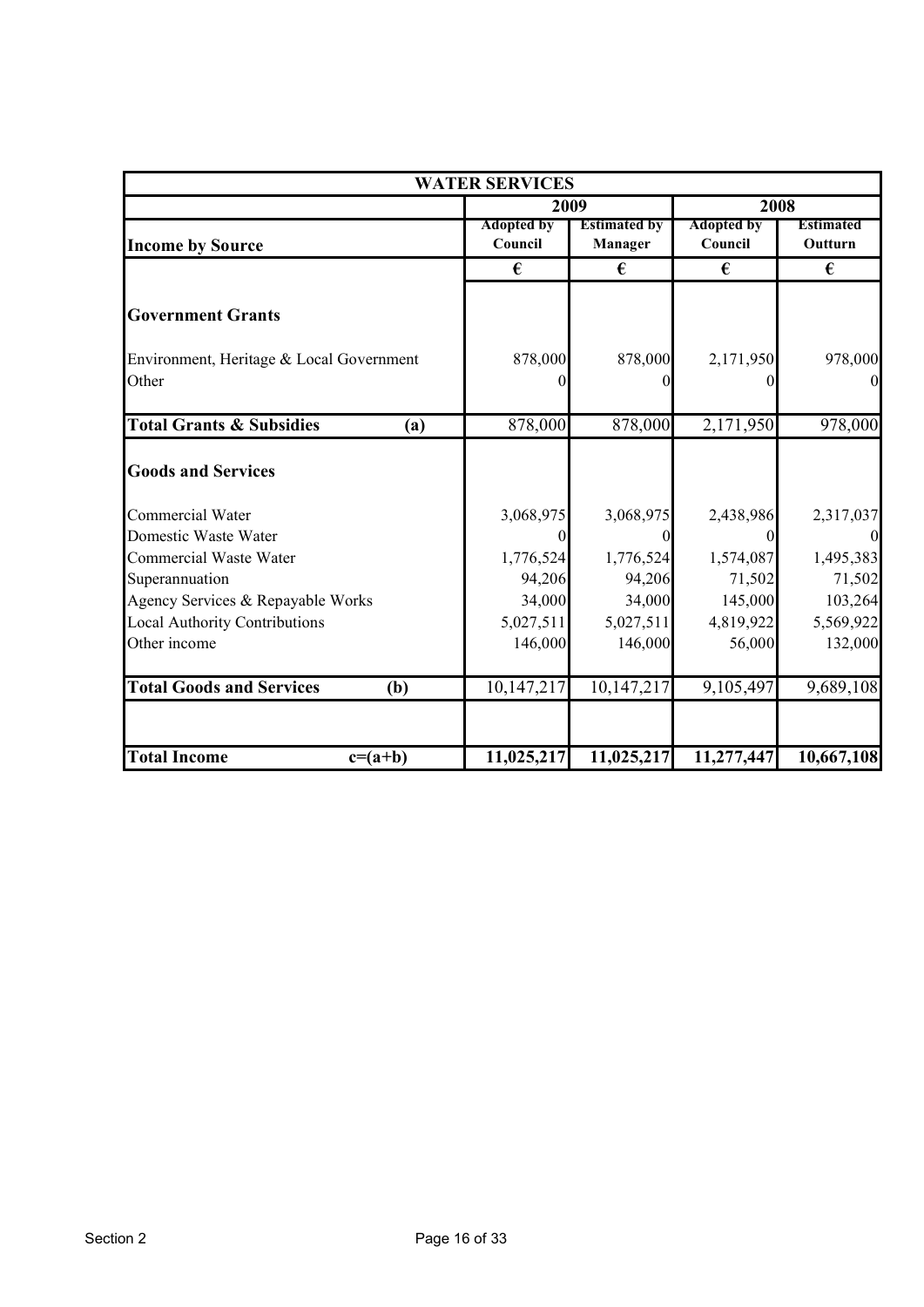| WATER SERVICES | | | | |
|---|---|---|---|---|
| | 2009 | | 2008 | |
| **Income by Source** | Adopted by Council | Estimated by Manager | Adopted by Council | Estimated Outturn |
| | € | € | € | € |
| **Government Grants** | | | | |
| Environment, Heritage & Local Government | 878,000 | 878,000 | 2,171,950 | 978,000 |
| Other | 0 | 0 | 0 | 0 |
| **Total Grants & Subsidies (a)** | 878,000 | 878,000 | 2,171,950 | 978,000 |
| **Goods and Services** | | | | |
| Commercial Water | 3,068,975 | 3,068,975 | 2,438,986 | 2,317,037 |
| Domestic Waste Water | 0 | 0 | 0 | 0 |
| Commercial Waste Water | 1,776,524 | 1,776,524 | 1,574,087 | 1,495,383 |
| Superannuation | 94,206 | 94,206 | 71,502 | 71,502 |
| Agency Services & Repayable Works | 34,000 | 34,000 | 145,000 | 103,264 |
| Local Authority Contributions | 5,027,511 | 5,027,511 | 4,819,922 | 5,569,922 |
| Other income | 146,000 | 146,000 | 56,000 | 132,000 |
| **Total Goods and Services (b)** | 10,147,217 | 10,147,217 | 9,105,497 | 9,689,108 |
| **Total Income c=(a+b)** | **11,025,217** | **11,025,217** | **11,277,447** | **10,667,108** |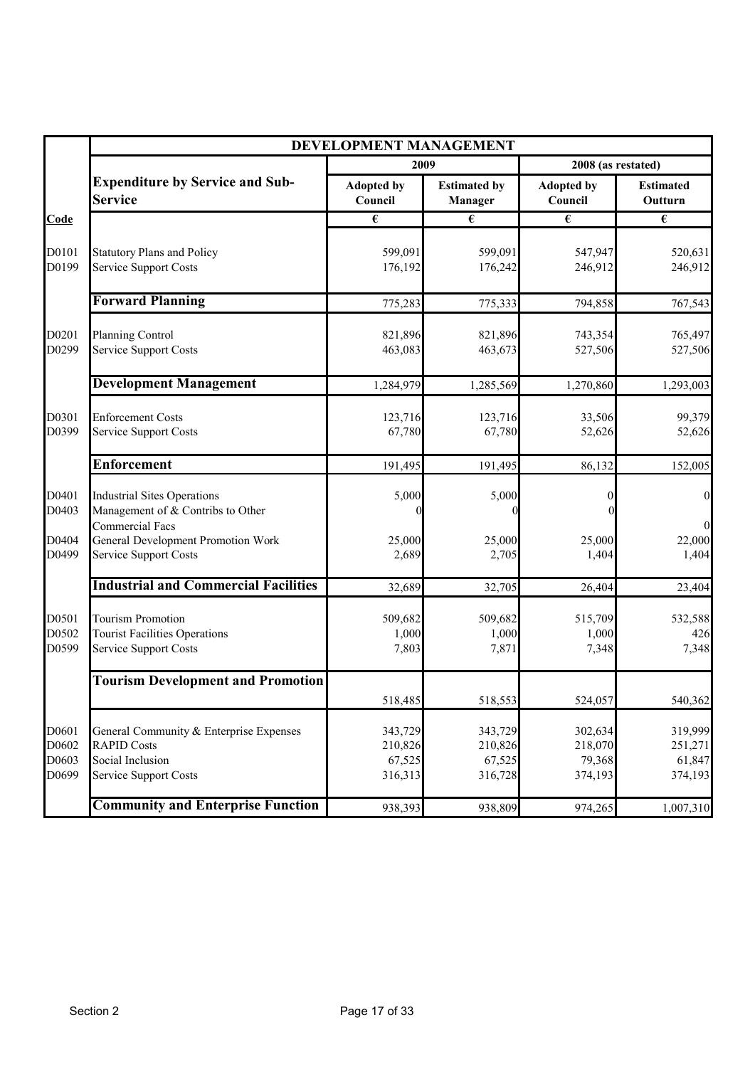| | DEVELOPMENT MANAGEMENT | | | | |
|---|---|---|---|---|---|
| | | 2009 | | 2008 (as restated) | |
| | **Expenditure by Service and Sub-Service** | **Adopted by Council** | **Estimated by Manager** | **Adopted by Council** | **Estimated Outturn** |
| **Code** | | € | € | € | € |
| D0101 | Statutory Plans and Policy | 599,091 | 599,091 | 547,947 | 520,631 |
| D0199 | Service Support Costs | 176,192 | 176,242 | 246,912 | 246,912 |
| | **Forward Planning** | 775,283 | 775,333 | 794,858 | 767,543 |
| D0201 | Planning Control | 821,896 | 821,896 | 743,354 | 765,497 |
| D0299 | Service Support Costs | 463,083 | 463,673 | 527,506 | 527,506 |
| | **Development Management** | 1,284,979 | 1,285,569 | 1,270,860 | 1,293,003 |
| D0301 | Enforcement Costs | 123,716 | 123,716 | 33,506 | 99,379 |
| D0399 | Service Support Costs | 67,780 | 67,780 | 52,626 | 52,626 |
| | **Enforcement** | 191,495 | 191,495 | 86,132 | 152,005 |
| D0401 | Industrial Sites Operations | 5,000 | 5,000 | 0 | 0 |
| D0403 | Management of & Contribs to Other Commercial Facs | 0 | 0 | 0 | 0 |
| D0404 | General Development Promotion Work | 25,000 | 25,000 | 25,000 | 22,000 |
| D0499 | Service Support Costs | 2,689 | 2,705 | 1,404 | 1,404 |
| | **Industrial and Commercial Facilities** | 32,689 | 32,705 | 26,404 | 23,404 |
| D0501 | Tourism Promotion | 509,682 | 509,682 | 515,709 | 532,588 |
| D0502 | Tourist Facilities Operations | 1,000 | 1,000 | 1,000 | 426 |
| D0599 | Service Support Costs | 7,803 | 7,871 | 7,348 | 7,348 |
| | **Tourism Development and Promotion** | 518,485 | 518,553 | 524,057 | 540,362 |
| D0601 | General Community & Enterprise Expenses | 343,729 | 343,729 | 302,634 | 319,999 |
| D0602 | RAPID Costs | 210,826 | 210,826 | 218,070 | 251,271 |
| D0603 | Social Inclusion | 67,525 | 67,525 | 79,368 | 61,847 |
| D0699 | Service Support Costs | 316,313 | 316,728 | 374,193 | 374,193 |
| | **Community and Enterprise Function** | 938,393 | 938,809 | 974,265 | 1,007,310 |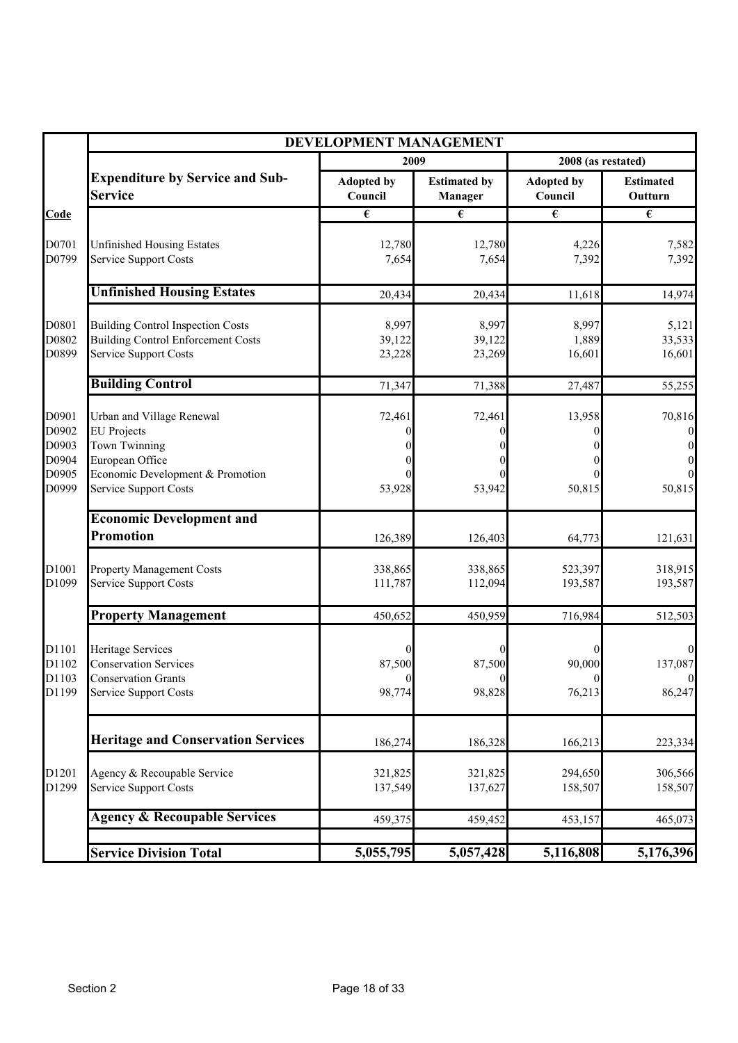| | DEVELOPMENT MANAGEMENT | | | | |
|---|---|---|---|---|---|
| | | 2009 | | 2008 (as restated) | |
| | **Expenditure by Service and Sub-Service** | **Adopted by Council** | **Estimated by Manager** | **Adopted by Council** | **Estimated Outturn** |
| **Code** | | € | € | € | € |
| D0701 | Unfinished Housing Estates | 12,780 | 12,780 | 4,226 | 7,582 |
| D0799 | Service Support Costs | 7,654 | 7,654 | 7,392 | 7,392 |
| | **Unfinished Housing Estates** | 20,434 | 20,434 | 11,618 | 14,974 |
| D0801 | Building Control Inspection Costs | 8,997 | 8,997 | 8,997 | 5,121 |
| D0802 | Building Control Enforcement Costs | 39,122 | 39,122 | 1,889 | 33,533 |
| D0899 | Service Support Costs | 23,228 | 23,269 | 16,601 | 16,601 |
| | **Building Control** | 71,347 | 71,388 | 27,487 | 55,255 |
| D0901 | Urban and Village Renewal | 72,461 | 72,461 | 13,958 | 70,816 |
| D0902 | EU Projects | 0 | 0 | 0 | 0 |
| D0903 | Town Twinning | 0 | 0 | 0 | 0 |
| D0904 | European Office | 0 | 0 | 0 | 0 |
| D0905 | Economic Development & Promotion | 0 | 0 | 0 | 0 |
| D0999 | Service Support Costs | 53,928 | 53,942 | 50,815 | 50,815 |
| | **Economic Development and Promotion** | 126,389 | 126,403 | 64,773 | 121,631 |
| D1001 | Property Management Costs | 338,865 | 338,865 | 523,397 | 318,915 |
| D1099 | Service Support Costs | 111,787 | 112,094 | 193,587 | 193,587 |
| | **Property Management** | 450,652 | 450,959 | 716,984 | 512,503 |
| D1101 | Heritage Services | 0 | 0 | 0 | 0 |
| D1102 | Conservation Services | 87,500 | 87,500 | 90,000 | 137,087 |
| D1103 | Conservation Grants | 0 | 0 | 0 | 0 |
| D1199 | Service Support Costs | 98,774 | 98,828 | 76,213 | 86,247 |
| | **Heritage and Conservation Services** | 186,274 | 186,328 | 166,213 | 223,334 |
| D1201 | Agency & Recoupable Service | 321,825 | 321,825 | 294,650 | 306,566 |
| D1299 | Service Support Costs | 137,549 | 137,627 | 158,507 | 158,507 |
| | **Agency & Recoupable Services** | 459,375 | 459,452 | 453,157 | 465,073 |
| | **Service Division Total** | **5,055,795** | **5,057,428** | **5,116,808** | **5,176,396** |

Section 2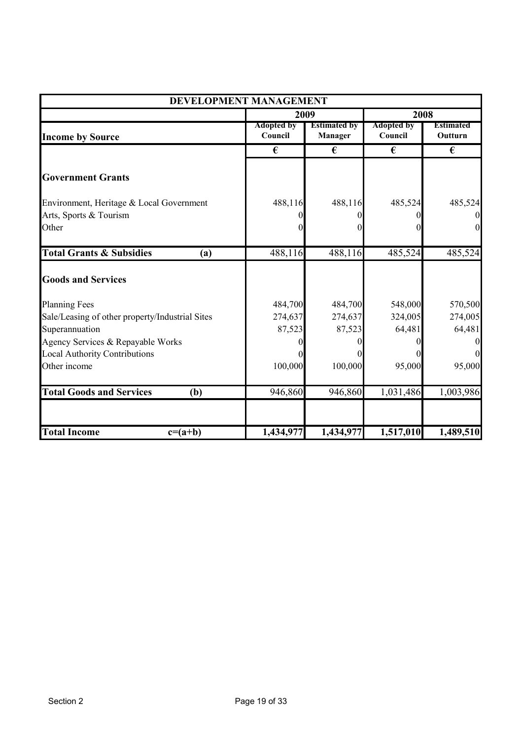| DEVELOPMENT MANAGEMENT | | | | |
|---|---|---|---|---|
| | 2009 | | 2008 | |
| **Income by Source** | **Adopted by Council** | **Estimated by Manager** | **Adopted by Council** | **Estimated Outturn** |
| | **€** | **€** | **€** | **€** |
| **Government Grants** | | | | |
| Environment, Heritage & Local Government | 488,116 | 488,116 | 485,524 | 485,524 |
| Arts, Sports & Tourism | 0 | 0 | 0 | 0 |
| Other | 0 | 0 | 0 | 0 |
| **Total Grants & Subsidies (a)** | 488,116 | 488,116 | 485,524 | 485,524 |
| **Goods and Services** | | | | |
| Planning Fees | 484,700 | 484,700 | 548,000 | 570,500 |
| Sale/Leasing of other property/Industrial Sites | 274,637 | 274,637 | 324,005 | 274,005 |
| Superannuation | 87,523 | 87,523 | 64,481 | 64,481 |
| Agency Services & Repayable Works | 0 | 0 | 0 | 0 |
| Local Authority Contributions | 0 | 0 | 0 | 0 |
| Other income | 100,000 | 100,000 | 95,000 | 95,000 |
| **Total Goods and Services (b)** | 946,860 | 946,860 | 1,031,486 | 1,003,986 |
| **Total Income c=(a+b)** | **1,434,977** | **1,434,977** | **1,517,010** | **1,489,510** |

Section 2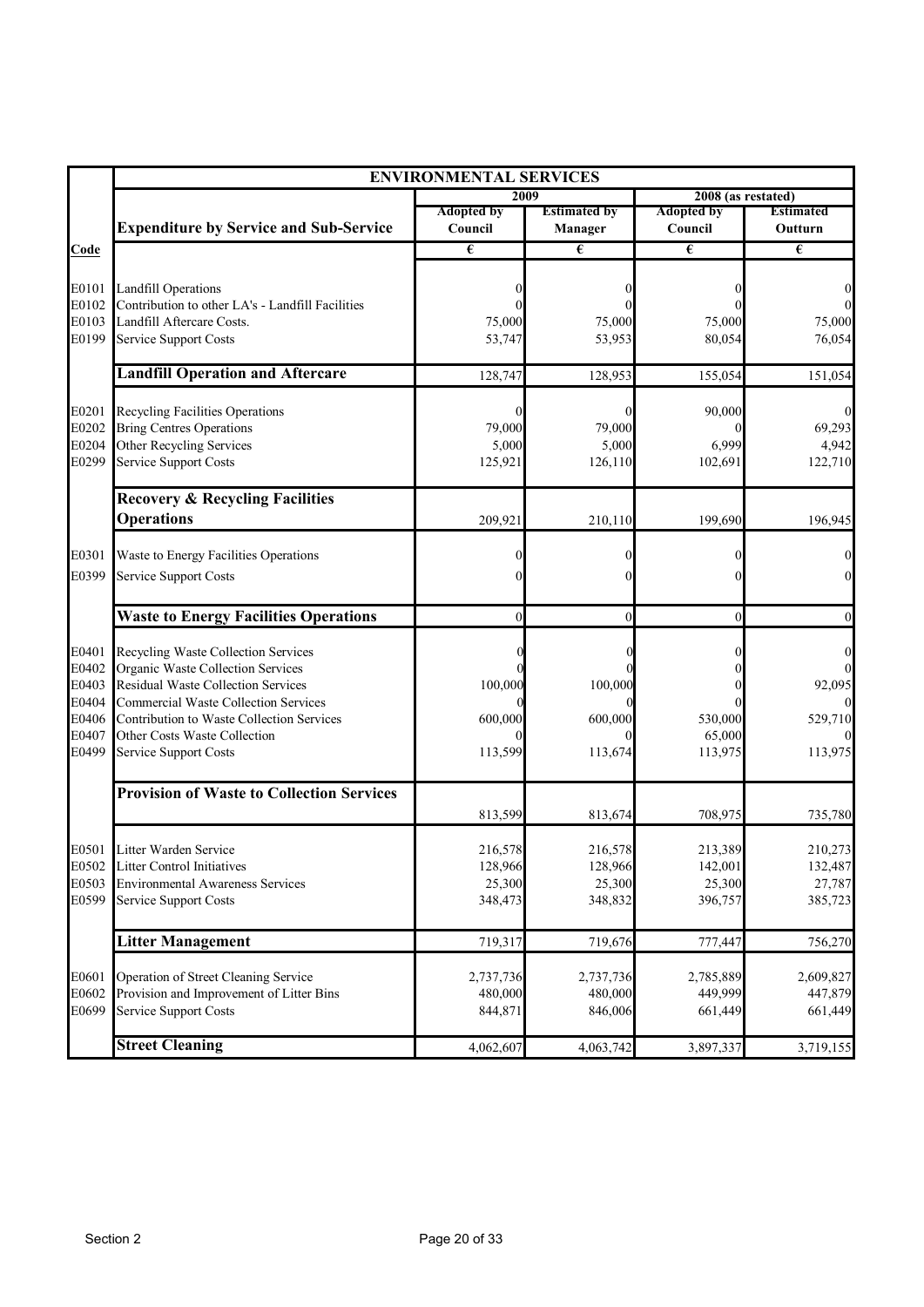| Code | ENVIRONMENTAL SERVICES | 2009 | | 2008 (as restated) | |
|---|---|---|---|---|---|
| | **Expenditure by Service and Sub-Service** | Adopted by Council | Estimated by Manager | Adopted by Council | Estimated Outturn |
| | | € | € | € | € |
| E0101 | Landfill Operations | 0 | 0 | 0 | 0 |
| E0102 | Contribution to other LA's - Landfill Facilities | 0 | 0 | 0 | 0 |
| E0103 | Landfill Aftercare Costs. | 75,000 | 75,000 | 75,000 | 75,000 |
| E0199 | Service Support Costs | 53,747 | 53,953 | 80,054 | 76,054 |
| | **Landfill Operation and Aftercare** | 128,747 | 128,953 | 155,054 | 151,054 |
| E0201 | Recycling Facilities Operations | 0 | 0 | 90,000 | 0 |
| E0202 | Bring Centres Operations | 79,000 | 79,000 | 0 | 69,293 |
| E0204 | Other Recycling Services | 5,000 | 5,000 | 6,999 | 4,942 |
| E0299 | Service Support Costs | 125,921 | 126,110 | 102,691 | 122,710 |
| | **Recovery & Recycling Facilities Operations** | 209,921 | 210,110 | 199,690 | 196,945 |
| E0301 | Waste to Energy Facilities Operations | 0 | 0 | 0 | 0 |
| E0399 | Service Support Costs | 0 | 0 | 0 | 0 |
| | **Waste to Energy Facilities Operations** | 0 | 0 | 0 | 0 |
| E0401 | Recycling Waste Collection Services | 0 | 0 | 0 | 0 |
| E0402 | Organic Waste Collection Services | 0 | 0 | 0 | 0 |
| E0403 | Residual Waste Collection Services | 100,000 | 100,000 | 0 | 92,095 |
| E0404 | Commercial Waste Collection Services | 0 | 0 | 0 | 0 |
| E0406 | Contribution to Waste Collection Services | 600,000 | 600,000 | 530,000 | 529,710 |
| E0407 | Other Costs Waste Collection | 0 | 0 | 65,000 | 0 |
| E0499 | Service Support Costs | 113,599 | 113,674 | 113,975 | 113,975 |
| | **Provision of Waste to Collection Services** | 813,599 | 813,674 | 708,975 | 735,780 |
| E0501 | Litter Warden Service | 216,578 | 216,578 | 213,389 | 210,273 |
| E0502 | Litter Control Initiatives | 128,966 | 128,966 | 142,001 | 132,487 |
| E0503 | Environmental Awareness Services | 25,300 | 25,300 | 25,300 | 27,787 |
| E0599 | Service Support Costs | 348,473 | 348,832 | 396,757 | 385,723 |
| | **Litter Management** | 719,317 | 719,676 | 777,447 | 756,270 |
| E0601 | Operation of Street Cleaning Service | 2,737,736 | 2,737,736 | 2,785,889 | 2,609,827 |
| E0602 | Provision and Improvement of Litter Bins | 480,000 | 480,000 | 449,999 | 447,879 |
| E0699 | Service Support Costs | 844,871 | 846,006 | 661,449 | 661,449 |
| | **Street Cleaning** | 4,062,607 | 4,063,742 | 3,897,337 | 3,719,155 |

Section 2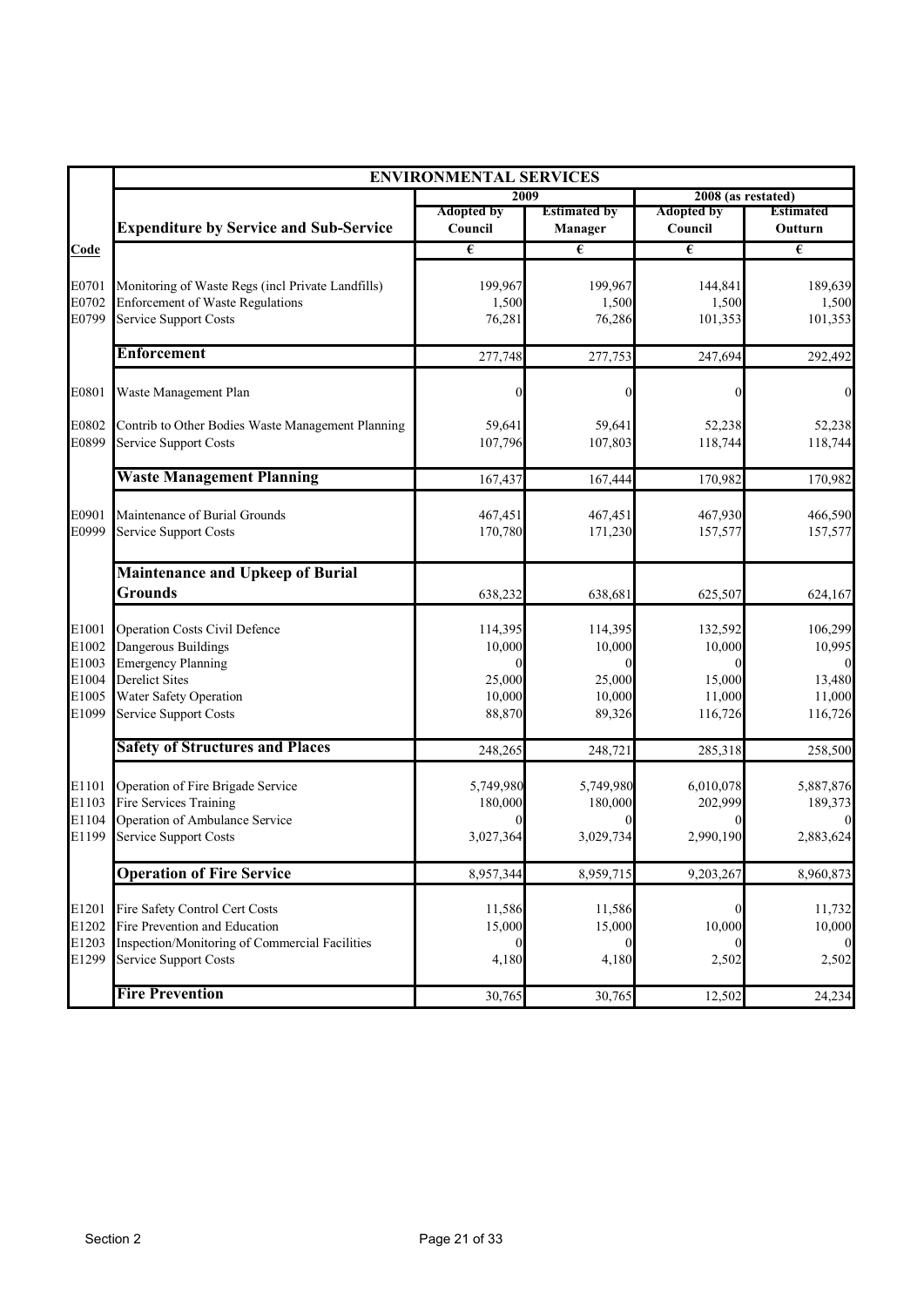| | ENVIRONMENTAL SERVICES | | | | |
|---|---|---|---|---|---|
| | | 2009 | | 2008 (as restated) | |
| | **Expenditure by Service and Sub-Service** | Adopted by Council | Estimated by Manager | Adopted by Council | Estimated Outturn |
| **Code** | | € | € | € | € |
| E0701 | Monitoring of Waste Regs (incl Private Landfills) | 199,967 | 199,967 | 144,841 | 189,639 |
| E0702 | Enforcement of Waste Regulations | 1,500 | 1,500 | 1,500 | 1,500 |
| E0799 | Service Support Costs | 76,281 | 76,286 | 101,353 | 101,353 |
| | **Enforcement** | 277,748 | 277,753 | 247,694 | 292,492 |
| E0801 | Waste Management Plan | 0 | 0 | 0 | 0 |
| E0802 | Contrib to Other Bodies Waste Management Planning | 59,641 | 59,641 | 52,238 | 52,238 |
| E0899 | Service Support Costs | 107,796 | 107,803 | 118,744 | 118,744 |
| | **Waste Management Planning** | 167,437 | 167,444 | 170,982 | 170,982 |
| E0901 | Maintenance of Burial Grounds | 467,451 | 467,451 | 467,930 | 466,590 |
| E0999 | Service Support Costs | 170,780 | 171,230 | 157,577 | 157,577 |
| | **Maintenance and Upkeep of Burial Grounds** | 638,232 | 638,681 | 625,507 | 624,167 |
| E1001 | Operation Costs Civil Defence | 114,395 | 114,395 | 132,592 | 106,299 |
| E1002 | Dangerous Buildings | 10,000 | 10,000 | 10,000 | 10,995 |
| E1003 | Emergency Planning | 0 | 0 | 0 | 0 |
| E1004 | Derelict Sites | 25,000 | 25,000 | 15,000 | 13,480 |
| E1005 | Water Safety Operation | 10,000 | 10,000 | 11,000 | 11,000 |
| E1099 | Service Support Costs | 88,870 | 89,326 | 116,726 | 116,726 |
| | **Safety of Structures and Places** | 248,265 | 248,721 | 285,318 | 258,500 |
| E1101 | Operation of Fire Brigade Service | 5,749,980 | 5,749,980 | 6,010,078 | 5,887,876 |
| E1103 | Fire Services Training | 180,000 | 180,000 | 202,999 | 189,373 |
| E1104 | Operation of Ambulance Service | 0 | 0 | 0 | 0 |
| E1199 | Service Support Costs | 3,027,364 | 3,029,734 | 2,990,190 | 2,883,624 |
| | **Operation of Fire Service** | 8,957,344 | 8,959,715 | 9,203,267 | 8,960,873 |
| E1201 | Fire Safety Control Cert Costs | 11,586 | 11,586 | 0 | 11,732 |
| E1202 | Fire Prevention and Education | 15,000 | 15,000 | 10,000 | 10,000 |
| E1203 | Inspection/Monitoring of Commercial Facilities | 0 | 0 | 0 | 0 |
| E1299 | Service Support Costs | 4,180 | 4,180 | 2,502 | 2,502 |
| | **Fire Prevention** | 30,765 | 30,765 | 12,502 | 24,234 |

Section 2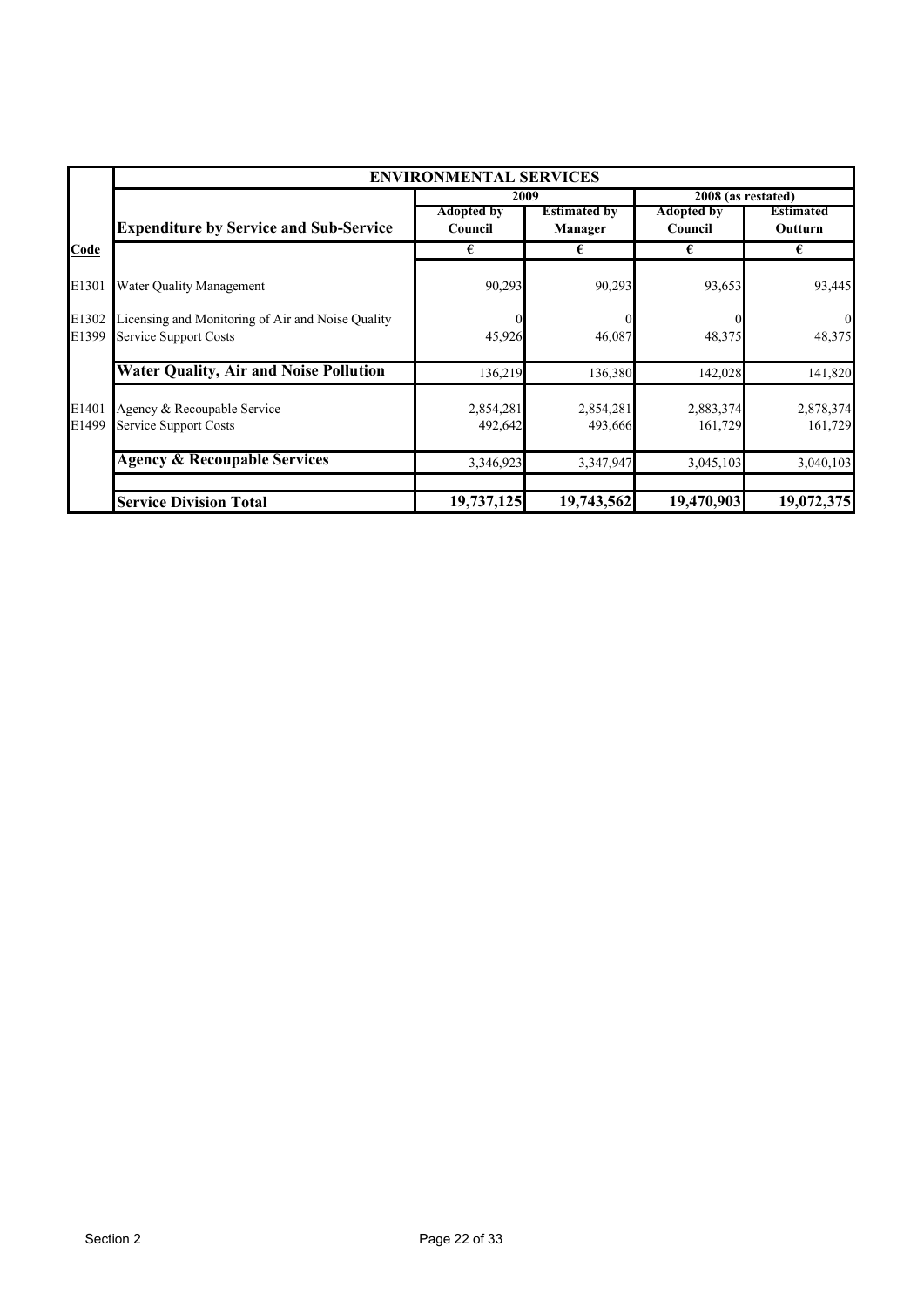| | ENVIRONMENTAL SERVICES | | | | |
|---|---|---|---|---|---|
| | | 2009 | | 2008 (as restated) | |
| | **Expenditure by Service and Sub-Service** | **Adopted by Council** | **Estimated by Manager** | **Adopted by Council** | **Estimated Outturn** |
| **Code** | | € | € | € | € |
| E1301 | Water Quality Management | 90,293 | 90,293 | 93,653 | 93,445 |
| E1302 | Licensing and Monitoring of Air and Noise Quality | 0 | 0 | 0 | 0 |
| E1399 | Service Support Costs | 45,926 | 46,087 | 48,375 | 48,375 |
| | **Water Quality, Air and Noise Pollution** | 136,219 | 136,380 | 142,028 | 141,820 |
| E1401 | Agency & Recoupable Service | 2,854,281 | 2,854,281 | 2,883,374 | 2,878,374 |
| E1499 | Service Support Costs | 492,642 | 493,666 | 161,729 | 161,729 |
| | **Agency & Recoupable Services** | 3,346,923 | 3,347,947 | 3,045,103 | 3,040,103 |
| | **Service Division Total** | **19,737,125** | **19,743,562** | **19,470,903** | **19,072,375** |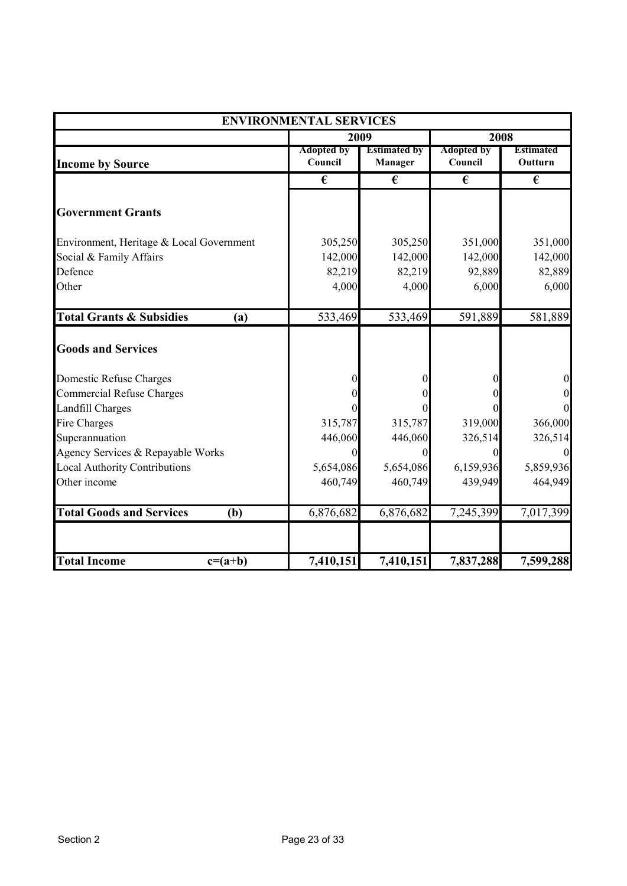| ENVIRONMENTAL SERVICES | | | | |
|---|---|---|---|---|
| | 2009 | | 2008 | |
| **Income by Source** | Adopted by Council | Estimated by Manager | Adopted by Council | Estimated Outturn |
| | € | € | € | € |
| **Government Grants** | | | | |
| Environment, Heritage & Local Government | 305,250 | 305,250 | 351,000 | 351,000 |
| Social & Family Affairs | 142,000 | 142,000 | 142,000 | 142,000 |
| Defence | 82,219 | 82,219 | 92,889 | 82,889 |
| Other | 4,000 | 4,000 | 6,000 | 6,000 |
| **Total Grants & Subsidies (a)** | 533,469 | 533,469 | 591,889 | 581,889 |
| **Goods and Services** | | | | |
| Domestic Refuse Charges | 0 | 0 | 0 | 0 |
| Commercial Refuse Charges | 0 | 0 | 0 | 0 |
| Landfill Charges | 0 | 0 | 0 | 0 |
| Fire Charges | 315,787 | 315,787 | 319,000 | 366,000 |
| Superannuation | 446,060 | 446,060 | 326,514 | 326,514 |
| Agency Services & Repayable Works | 0 | 0 | 0 | 0 |
| Local Authority Contributions | 5,654,086 | 5,654,086 | 6,159,936 | 5,859,936 |
| Other income | 460,749 | 460,749 | 439,949 | 464,949 |
| **Total Goods and Services (b)** | 6,876,682 | 6,876,682 | 7,245,399 | 7,017,399 |
| **Total Income c=(a+b)** | **7,410,151** | **7,410,151** | **7,837,288** | **7,599,288** |

Section 2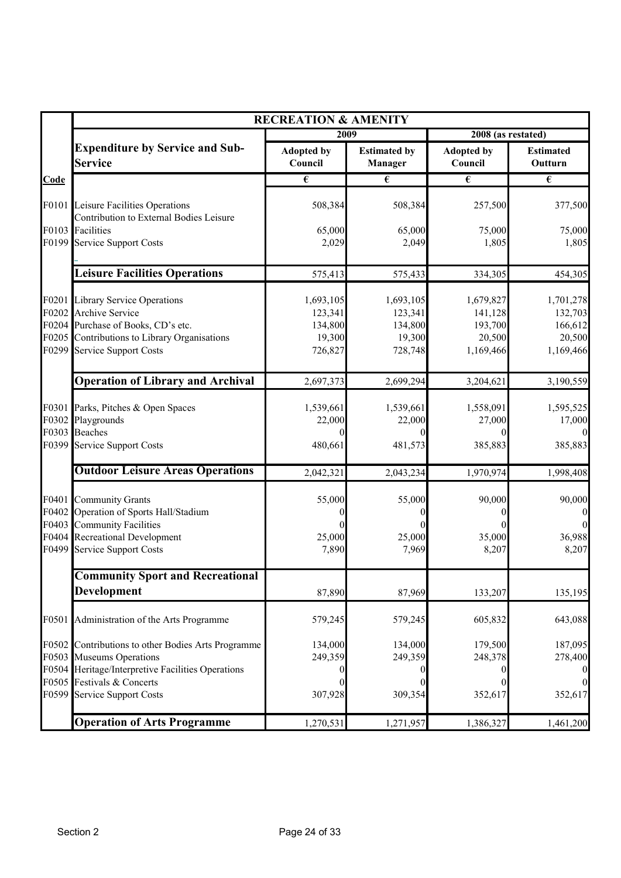| | RECREATION & AMENITY | | | | |
|---|---|---|---|---|---|
| | | 2009 | | 2008 (as restated) | |
| | **Expenditure by Service and Sub-Service** | **Adopted by Council** | **Estimated by Manager** | **Adopted by Council** | **Estimated Outturn** |
| **Code** | | € | € | € | € |
| F0101 | Leisure Facilities Operations | 508,384 | 508,384 | 257,500 | 377,500 |
| F0103 | Contribution to External Bodies Leisure Facilities | 65,000 | 65,000 | 75,000 | 75,000 |
| F0199 | Service Support Costs | 2,029 | 2,049 | 1,805 | 1,805 |
| | **Leisure Facilities Operations** | 575,413 | 575,433 | 334,305 | 454,305 |
| F0201 | Library Service Operations | 1,693,105 | 1,693,105 | 1,679,827 | 1,701,278 |
| F0202 | Archive Service | 123,341 | 123,341 | 141,128 | 132,703 |
| F0204 | Purchase of Books, CD's etc. | 134,800 | 134,800 | 193,700 | 166,612 |
| F0205 | Contributions to Library Organisations | 19,300 | 19,300 | 20,500 | 20,500 |
| F0299 | Service Support Costs | 726,827 | 728,748 | 1,169,466 | 1,169,466 |
| | **Operation of Library and Archival** | 2,697,373 | 2,699,294 | 3,204,621 | 3,190,559 |
| F0301 | Parks, Pitches & Open Spaces | 1,539,661 | 1,539,661 | 1,558,091 | 1,595,525 |
| F0302 | Playgrounds | 22,000 | 22,000 | 27,000 | 17,000 |
| F0303 | Beaches | 0 | 0 | 0 | 0 |
| F0399 | Service Support Costs | 480,661 | 481,573 | 385,883 | 385,883 |
| | **Outdoor Leisure Areas Operations** | 2,042,321 | 2,043,234 | 1,970,974 | 1,998,408 |
| F0401 | Community Grants | 55,000 | 55,000 | 90,000 | 90,000 |
| F0402 | Operation of Sports Hall/Stadium | 0 | 0 | 0 | 0 |
| F0403 | Community Facilities | 0 | 0 | 0 | 0 |
| F0404 | Recreational Development | 25,000 | 25,000 | 35,000 | 36,988 |
| F0499 | Service Support Costs | 7,890 | 7,969 | 8,207 | 8,207 |
| | **Community Sport and Recreational Development** | 87,890 | 87,969 | 133,207 | 135,195 |
| F0501 | Administration of the Arts Programme | 579,245 | 579,245 | 605,832 | 643,088 |
| F0502 | Contributions to other Bodies Arts Programme | 134,000 | 134,000 | 179,500 | 187,095 |
| F0503 | Museums Operations | 249,359 | 249,359 | 248,378 | 278,400 |
| F0504 | Heritage/Interpretive Facilities Operations | 0 | 0 | 0 | 0 |
| F0505 | Festivals & Concerts | 0 | 0 | 0 | 0 |
| F0599 | Service Support Costs | 307,928 | 309,354 | 352,617 | 352,617 |
| | **Operation of Arts Programme** | 1,270,531 | 1,271,957 | 1,386,327 | 1,461,200 |

Section 2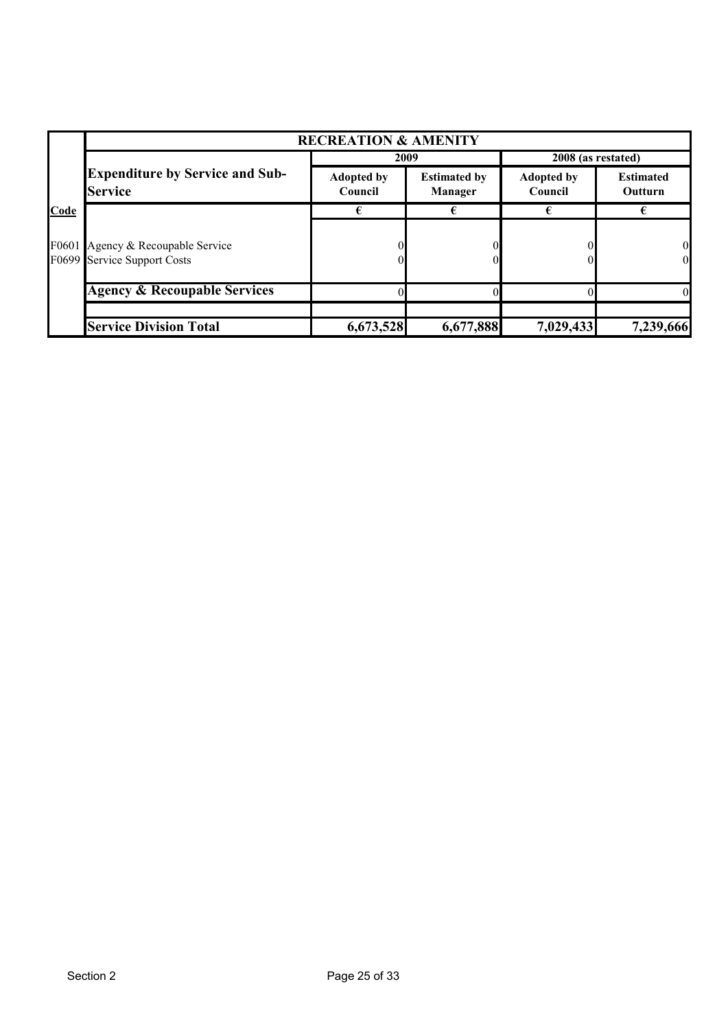| Code | RECREATION & AMENITY | | | | |
|---|---|---|---|---|---|
| | | 2009 | | 2008 (as restated) | |
| | **Expenditure by Service and Sub-Service** | **Adopted by Council** | **Estimated by Manager** | **Adopted by Council** | **Estimated Outturn** |
| | | € | € | € | € |
| F0601 | Agency & Recoupable Service | 0 | 0 | 0 | 0 |
| F0699 | Service Support Costs | 0 | 0 | 0 | 0 |
| | **Agency & Recoupable Services** | 0 | 0 | 0 | 0 |
| | | | | | |
| | **Service Division Total** | **6,673,528** | **6,677,888** | **7,029,433** | **7,239,666** |

Section 2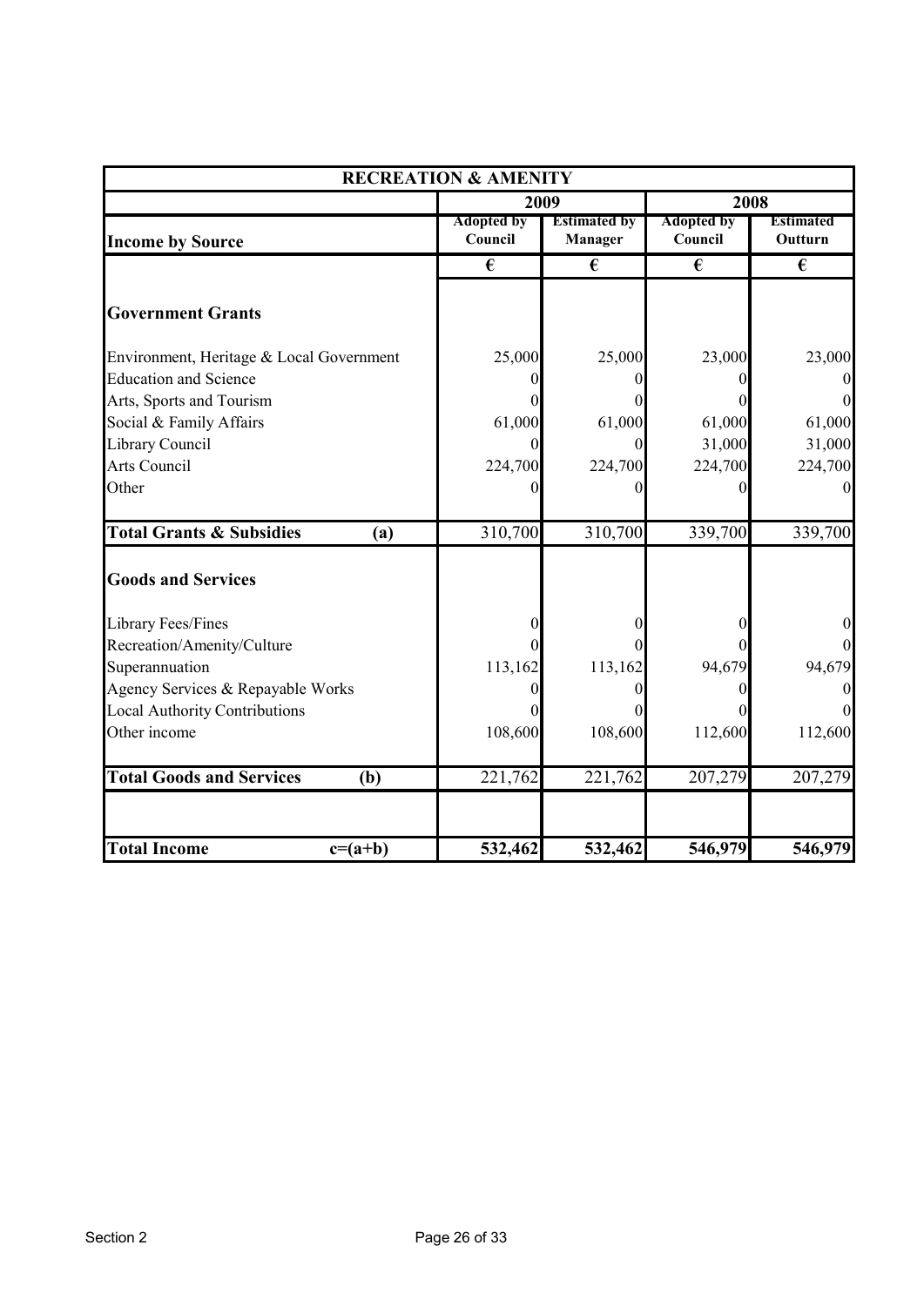| RECREATION & AMENITY | | | | |
|---|---|---|---|---|
| | 2009 | | 2008 | |
| **Income by Source** | **Adopted by Council** | **Estimated by Manager** | **Adopted by Council** | **Estimated Outturn** |
| | € | € | € | € |
| **Government Grants** | | | | |
| Environment, Heritage & Local Government | 25,000 | 25,000 | 23,000 | 23,000 |
| Education and Science | 0 | 0 | 0 | 0 |
| Arts, Sports and Tourism | 0 | 0 | 0 | 0 |
| Social & Family Affairs | 61,000 | 61,000 | 61,000 | 61,000 |
| Library Council | 0 | 0 | 31,000 | 31,000 |
| Arts Council | 224,700 | 224,700 | 224,700 | 224,700 |
| Other | 0 | 0 | 0 | 0 |
| **Total Grants & Subsidies (a)** | 310,700 | 310,700 | 339,700 | 339,700 |
| **Goods and Services** | | | | |
| Library Fees/Fines | 0 | 0 | 0 | 0 |
| Recreation/Amenity/Culture | 0 | 0 | 0 | 0 |
| Superannuation | 113,162 | 113,162 | 94,679 | 94,679 |
| Agency Services & Repayable Works | 0 | 0 | 0 | 0 |
| Local Authority Contributions | 0 | 0 | 0 | 0 |
| Other income | 108,600 | 108,600 | 112,600 | 112,600 |
| **Total Goods and Services (b)** | 221,762 | 221,762 | 207,279 | 207,279 |
| | | | | |
| **Total Income c=(a+b)** | **532,462** | **532,462** | **546,979** | **546,979** |

Section 2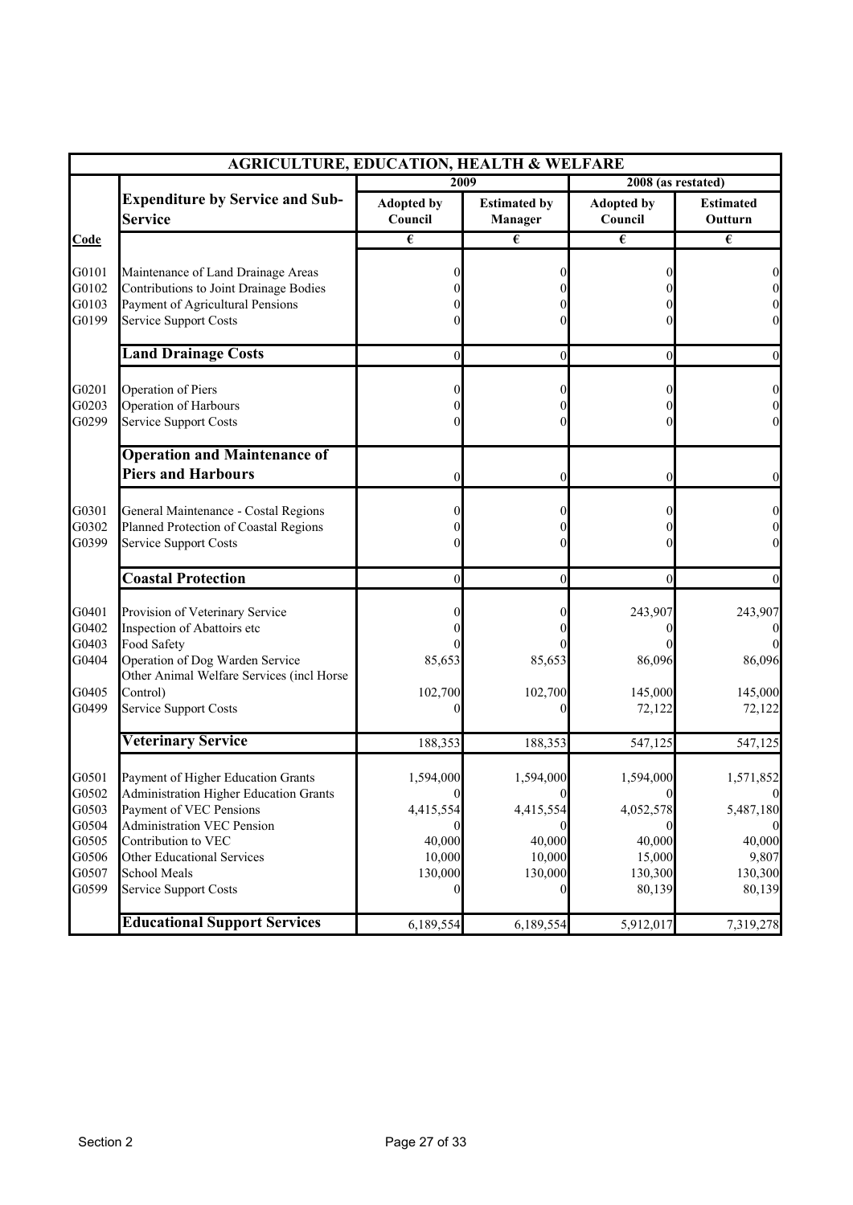| AGRICULTURE, EDUCATION, HEALTH & WELFARE | | | | | |
|---|---|---|---|---|---|
| | | 2009 | | 2008 (as restated) | |
| | **Expenditure by Service and Sub-Service** | **Adopted by Council** | **Estimated by Manager** | **Adopted by Council** | **Estimated Outturn** |
| **Code** | | € | € | € | € |
| G0101 | Maintenance of Land Drainage Areas | 0 | 0 | 0 | 0 |
| G0102 | Contributions to Joint Drainage Bodies | 0 | 0 | 0 | 0 |
| G0103 | Payment of Agricultural Pensions | 0 | 0 | 0 | 0 |
| G0199 | Service Support Costs | 0 | 0 | 0 | 0 |
| | **Land Drainage Costs** | 0 | 0 | 0 | 0 |
| G0201 | Operation of Piers | 0 | 0 | 0 | 0 |
| G0203 | Operation of Harbours | 0 | 0 | 0 | 0 |
| G0299 | Service Support Costs | 0 | 0 | 0 | 0 |
| | **Operation and Maintenance of Piers and Harbours** | 0 | 0 | 0 | 0 |
| G0301 | General Maintenance - Costal Regions | 0 | 0 | 0 | 0 |
| G0302 | Planned Protection of Coastal Regions | 0 | 0 | 0 | 0 |
| G0399 | Service Support Costs | 0 | 0 | 0 | 0 |
| | **Coastal Protection** | 0 | 0 | 0 | 0 |
| G0401 | Provision of Veterinary Service | 0 | 0 | 243,907 | 243,907 |
| G0402 | Inspection of Abattoirs etc | 0 | 0 | 0 | 0 |
| G0403 | Food Safety | 0 | 0 | 0 | 0 |
| G0404 | Operation of Dog Warden Service | 85,653 | 85,653 | 86,096 | 86,096 |
| G0405 | Other Animal Welfare Services (incl Horse Control) | 102,700 | 102,700 | 145,000 | 145,000 |
| G0499 | Service Support Costs | 0 | 0 | 72,122 | 72,122 |
| | **Veterinary Service** | 188,353 | 188,353 | 547,125 | 547,125 |
| G0501 | Payment of Higher Education Grants | 1,594,000 | 1,594,000 | 1,594,000 | 1,571,852 |
| G0502 | Administration Higher Education Grants | 0 | 0 | 0 | 0 |
| G0503 | Payment of VEC Pensions | 4,415,554 | 4,415,554 | 4,052,578 | 5,487,180 |
| G0504 | Administration VEC Pension | 0 | 0 | 0 | 0 |
| G0505 | Contribution to VEC | 40,000 | 40,000 | 40,000 | 40,000 |
| G0506 | Other Educational Services | 10,000 | 10,000 | 15,000 | 9,807 |
| G0507 | School Meals | 130,000 | 130,000 | 130,300 | 130,300 |
| G0599 | Service Support Costs | 0 | 0 | 80,139 | 80,139 |
| | **Educational Support Services** | 6,189,554 | 6,189,554 | 5,912,017 | 7,319,278 |

Section 2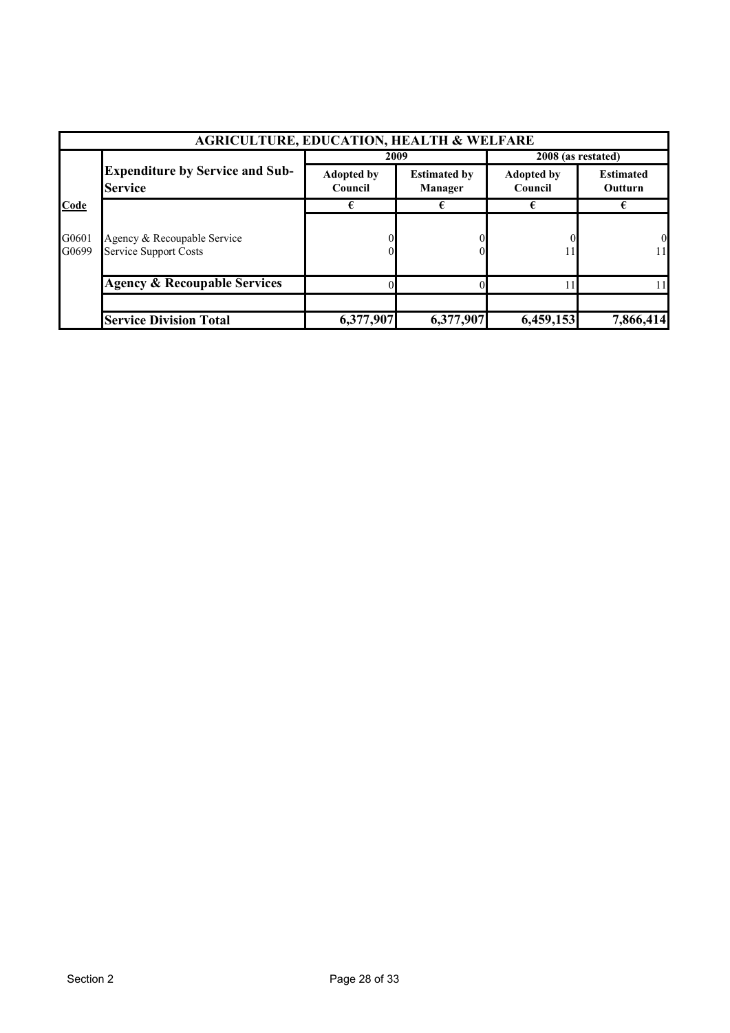| AGRICULTURE, EDUCATION, HEALTH & WELFARE | | | | | |
|---|---|---|---|---|---|
| | | 2009 | | 2008 (as restated) | |
| | **Expenditure by Service and Sub-Service** | **Adopted by Council** | **Estimated by Manager** | **Adopted by Council** | **Estimated Outturn** |
| **Code** | | € | € | € | € |
| G0601 | Agency & Recoupable Service | 0 | 0 | 0 | 0 |
| G0699 | Service Support Costs | 0 | 0 | 11 | 11 |
| | **Agency & Recoupable Services** | 0 | 0 | 11 | 11 |
| | | | | | |
| | **Service Division Total** | **6,377,907** | **6,377,907** | **6,459,153** | **7,866,414** |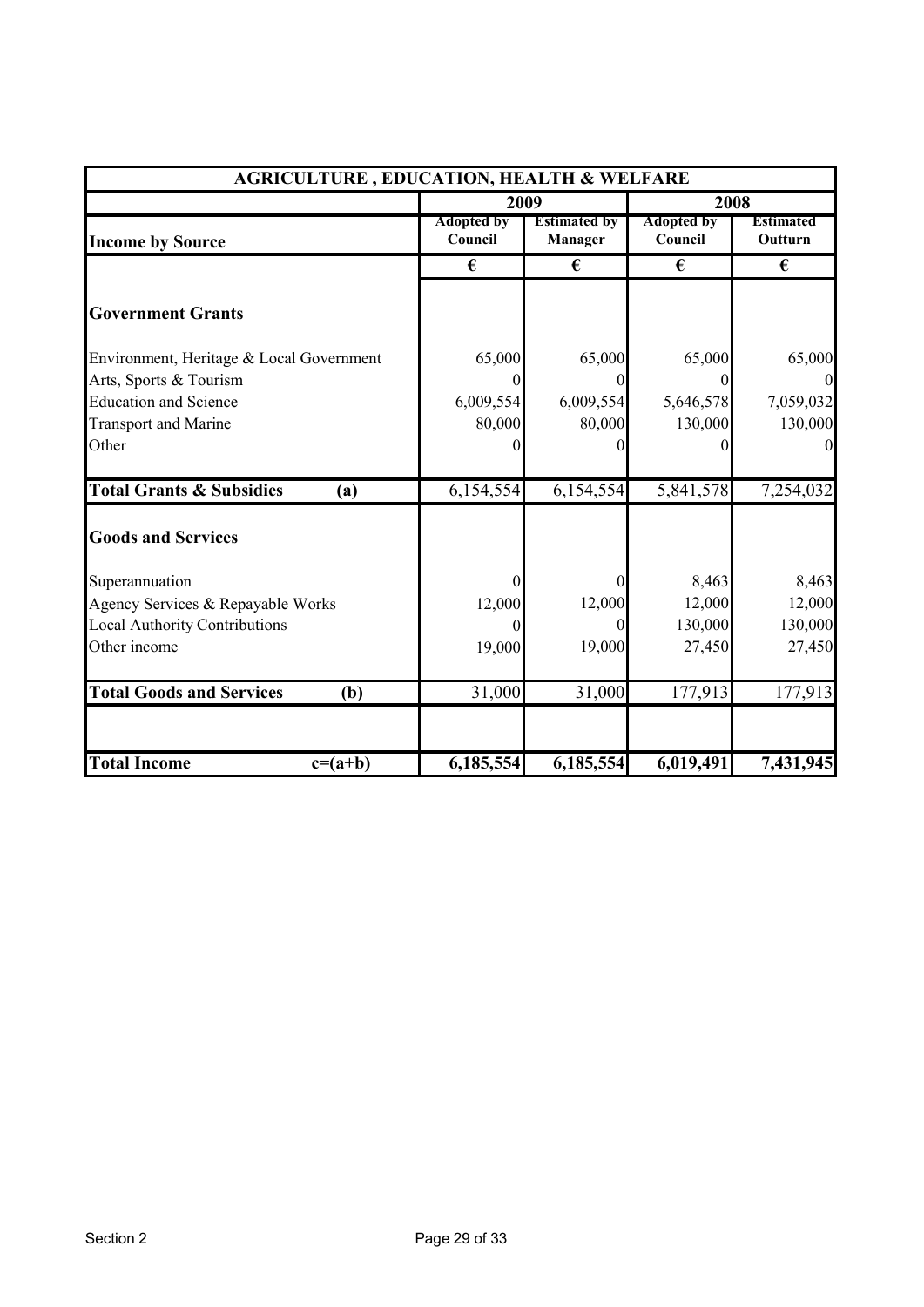| AGRICULTURE , EDUCATION, HEALTH & WELFARE | | | | |
|---|---|---|---|---|
| | 2009 | | 2008 | |
| **Income by Source** | Adopted by Council | Estimated by Manager | Adopted by Council | Estimated Outturn |
| | € | € | € | € |
| **Government Grants** | | | | |
| Environment, Heritage & Local Government | 65,000 | 65,000 | 65,000 | 65,000 |
| Arts, Sports & Tourism | 0 | 0 | 0 | 0 |
| Education and Science | 6,009,554 | 6,009,554 | 5,646,578 | 7,059,032 |
| Transport and Marine | 80,000 | 80,000 | 130,000 | 130,000 |
| Other | 0 | 0 | 0 | 0 |
| **Total Grants & Subsidies (a)** | 6,154,554 | 6,154,554 | 5,841,578 | 7,254,032 |
| **Goods and Services** | | | | |
| Superannuation | 0 | 0 | 8,463 | 8,463 |
| Agency Services & Repayable Works | 12,000 | 12,000 | 12,000 | 12,000 |
| Local Authority Contributions | 0 | 0 | 130,000 | 130,000 |
| Other income | 19,000 | 19,000 | 27,450 | 27,450 |
| **Total Goods and Services (b)** | 31,000 | 31,000 | 177,913 | 177,913 |
| **Total Income c=(a+b)** | **6,185,554** | **6,185,554** | **6,019,491** | **7,431,945** |

Section 2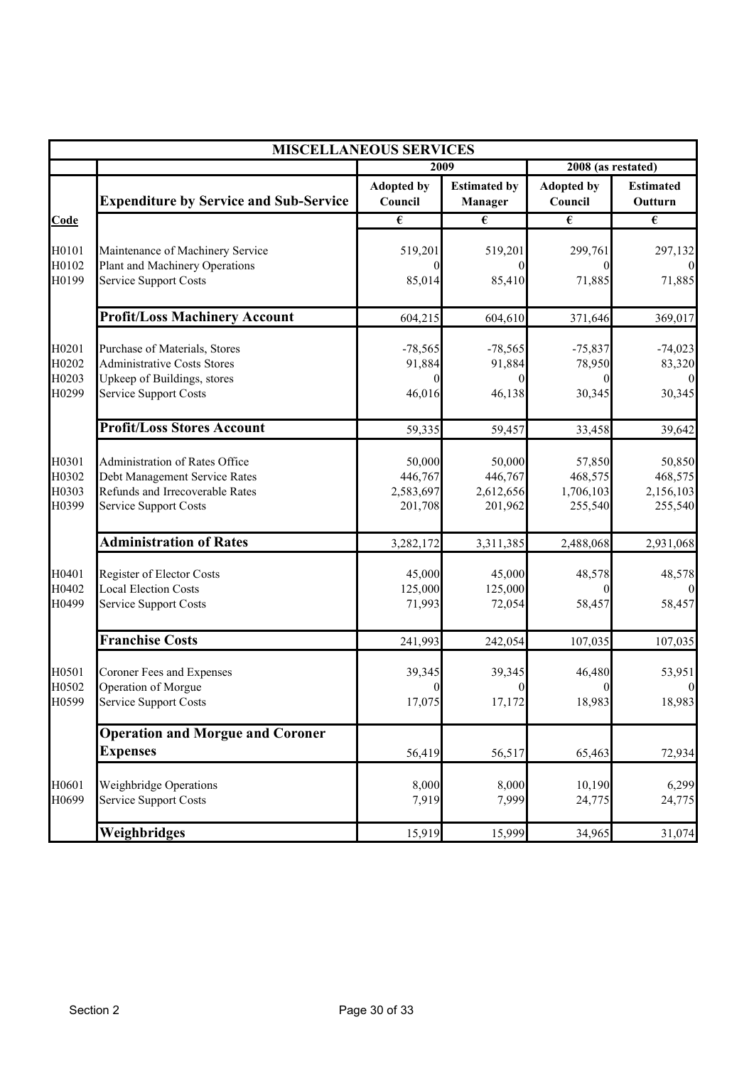| MISCELLANEOUS SERVICES | | | | | |
|---|---|---|---|---|---|
| | | 2009 | | 2008 (as restated) | |
| | **Expenditure by Service and Sub-Service** | Adopted by Council | Estimated by Manager | Adopted by Council | Estimated Outturn |
| **Code** | | € | € | € | € |
| H0101 | Maintenance of Machinery Service | 519,201 | 519,201 | 299,761 | 297,132 |
| H0102 | Plant and Machinery Operations | 0 | 0 | 0 | 0 |
| H0199 | Service Support Costs | 85,014 | 85,410 | 71,885 | 71,885 |
| | **Profit/Loss Machinery Account** | 604,215 | 604,610 | 371,646 | 369,017 |
| H0201 | Purchase of Materials, Stores | -78,565 | -78,565 | -75,837 | -74,023 |
| H0202 | Administrative Costs Stores | 91,884 | 91,884 | 78,950 | 83,320 |
| H0203 | Upkeep of Buildings, stores | 0 | 0 | 0 | 0 |
| H0299 | Service Support Costs | 46,016 | 46,138 | 30,345 | 30,345 |
| | **Profit/Loss Stores Account** | 59,335 | 59,457 | 33,458 | 39,642 |
| H0301 | Administration of Rates Office | 50,000 | 50,000 | 57,850 | 50,850 |
| H0302 | Debt Management Service Rates | 446,767 | 446,767 | 468,575 | 468,575 |
| H0303 | Refunds and Irrecoverable Rates | 2,583,697 | 2,612,656 | 1,706,103 | 2,156,103 |
| H0399 | Service Support Costs | 201,708 | 201,962 | 255,540 | 255,540 |
| | **Administration of Rates** | 3,282,172 | 3,311,385 | 2,488,068 | 2,931,068 |
| H0401 | Register of Elector Costs | 45,000 | 45,000 | 48,578 | 48,578 |
| H0402 | Local Election Costs | 125,000 | 125,000 | 0 | 0 |
| H0499 | Service Support Costs | 71,993 | 72,054 | 58,457 | 58,457 |
| | **Franchise Costs** | 241,993 | 242,054 | 107,035 | 107,035 |
| H0501 | Coroner Fees and Expenses | 39,345 | 39,345 | 46,480 | 53,951 |
| H0502 | Operation of Morgue | 0 | 0 | 0 | 0 |
| H0599 | Service Support Costs | 17,075 | 17,172 | 18,983 | 18,983 |
| | **Operation and Morgue and Coroner Expenses** | 56,419 | 56,517 | 65,463 | 72,934 |
| H0601 | Weighbridge Operations | 8,000 | 8,000 | 10,190 | 6,299 |
| H0699 | Service Support Costs | 7,919 | 7,999 | 24,775 | 24,775 |
| | **Weighbridges** | 15,919 | 15,999 | 34,965 | 31,074 |

Section 2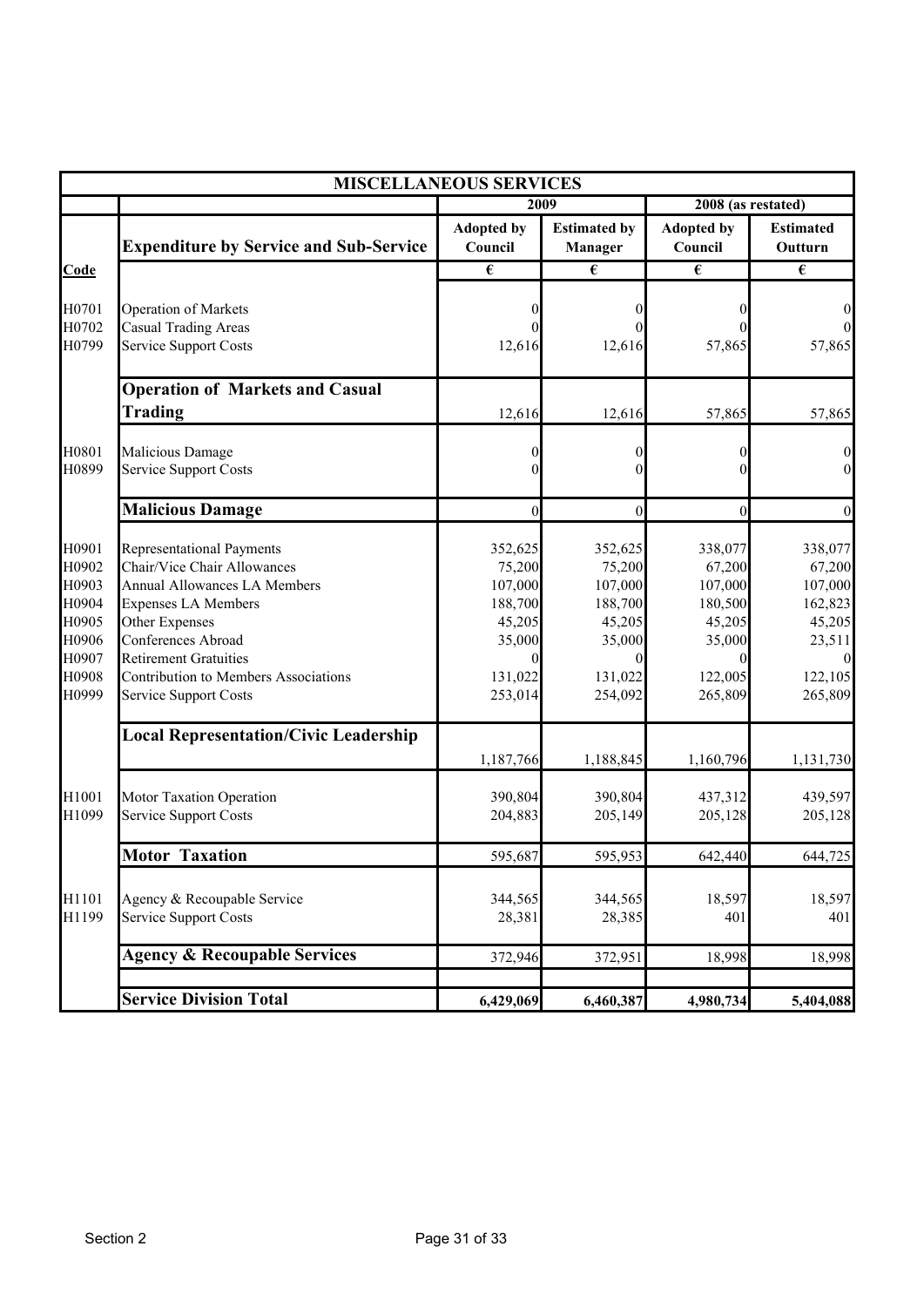| MISCELLANEOUS SERVICES | | | | | |
|---|---|---|---|---|---|
| | | 2009 | | 2008 (as restated) | |
| | **Expenditure by Service and Sub-Service** | **Adopted by Council** | **Estimated by Manager** | **Adopted by Council** | **Estimated Outturn** |
| **Code** | | **€** | **€** | **€** | **€** |
| H0701 | Operation of Markets | 0 | 0 | 0 | 0 |
| H0702 | Casual Trading Areas | 0 | 0 | 0 | 0 |
| H0799 | Service Support Costs | 12,616 | 12,616 | 57,865 | 57,865 |
| | **Operation of Markets and Casual Trading** | 12,616 | 12,616 | 57,865 | 57,865 |
| H0801 | Malicious Damage | 0 | 0 | 0 | 0 |
| H0899 | Service Support Costs | 0 | 0 | 0 | 0 |
| | **Malicious Damage** | 0 | 0 | 0 | 0 |
| H0901 | Representational Payments | 352,625 | 352,625 | 338,077 | 338,077 |
| H0902 | Chair/Vice Chair Allowances | 75,200 | 75,200 | 67,200 | 67,200 |
| H0903 | Annual Allowances LA Members | 107,000 | 107,000 | 107,000 | 107,000 |
| H0904 | Expenses LA Members | 188,700 | 188,700 | 180,500 | 162,823 |
| H0905 | Other Expenses | 45,205 | 45,205 | 45,205 | 45,205 |
| H0906 | Conferences Abroad | 35,000 | 35,000 | 35,000 | 23,511 |
| H0907 | Retirement Gratuities | 0 | 0 | 0 | 0 |
| H0908 | Contribution to Members Associations | 131,022 | 131,022 | 122,005 | 122,105 |
| H0999 | Service Support Costs | 253,014 | 254,092 | 265,809 | 265,809 |
| | **Local Representation/Civic Leadership** | 1,187,766 | 1,188,845 | 1,160,796 | 1,131,730 |
| H1001 | Motor Taxation Operation | 390,804 | 390,804 | 437,312 | 439,597 |
| H1099 | Service Support Costs | 204,883 | 205,149 | 205,128 | 205,128 |
| | **Motor Taxation** | 595,687 | 595,953 | 642,440 | 644,725 |
| H1101 | Agency & Recoupable Service | 344,565 | 344,565 | 18,597 | 18,597 |
| H1199 | Service Support Costs | 28,381 | 28,385 | 401 | 401 |
| | **Agency & Recoupable Services** | 372,946 | 372,951 | 18,998 | 18,998 |
| | **Service Division Total** | **6,429,069** | **6,460,387** | **4,980,734** | **5,404,088** |

Section 2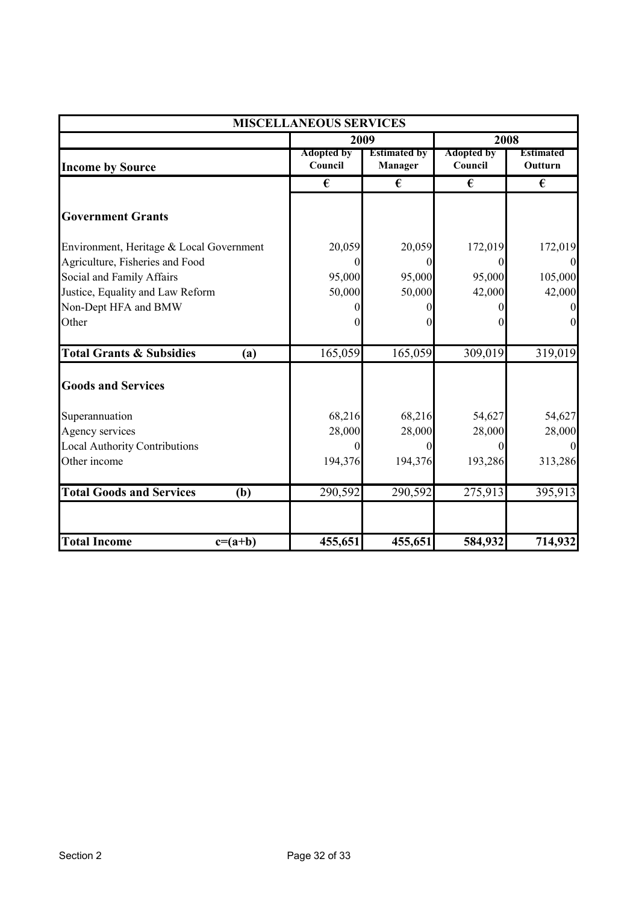| MISCELLANEOUS SERVICES | | | | |
|---|---|---|---|---|
| | 2009 | | 2008 | |
| **Income by Source** | Adopted by Council | Estimated by Manager | Adopted by Council | Estimated Outturn |
| | € | € | € | € |
| **Government Grants** | | | | |
| Environment, Heritage & Local Government | 20,059 | 20,059 | 172,019 | 172,019 |
| Agriculture, Fisheries and Food | 0 | 0 | 0 | 0 |
| Social and Family Affairs | 95,000 | 95,000 | 95,000 | 105,000 |
| Justice, Equality and Law Reform | 50,000 | 50,000 | 42,000 | 42,000 |
| Non-Dept HFA and BMW | 0 | 0 | 0 | 0 |
| Other | 0 | 0 | 0 | 0 |
| **Total Grants & Subsidies (a)** | 165,059 | 165,059 | 309,019 | 319,019 |
| **Goods and Services** | | | | |
| Superannuation | 68,216 | 68,216 | 54,627 | 54,627 |
| Agency services | 28,000 | 28,000 | 28,000 | 28,000 |
| Local Authority Contributions | 0 | 0 | 0 | 0 |
| Other income | 194,376 | 194,376 | 193,286 | 313,286 |
| **Total Goods and Services (b)** | 290,592 | 290,592 | 275,913 | 395,913 |
| **Total Income c=(a+b)** | **455,651** | **455,651** | **584,932** | **714,932** |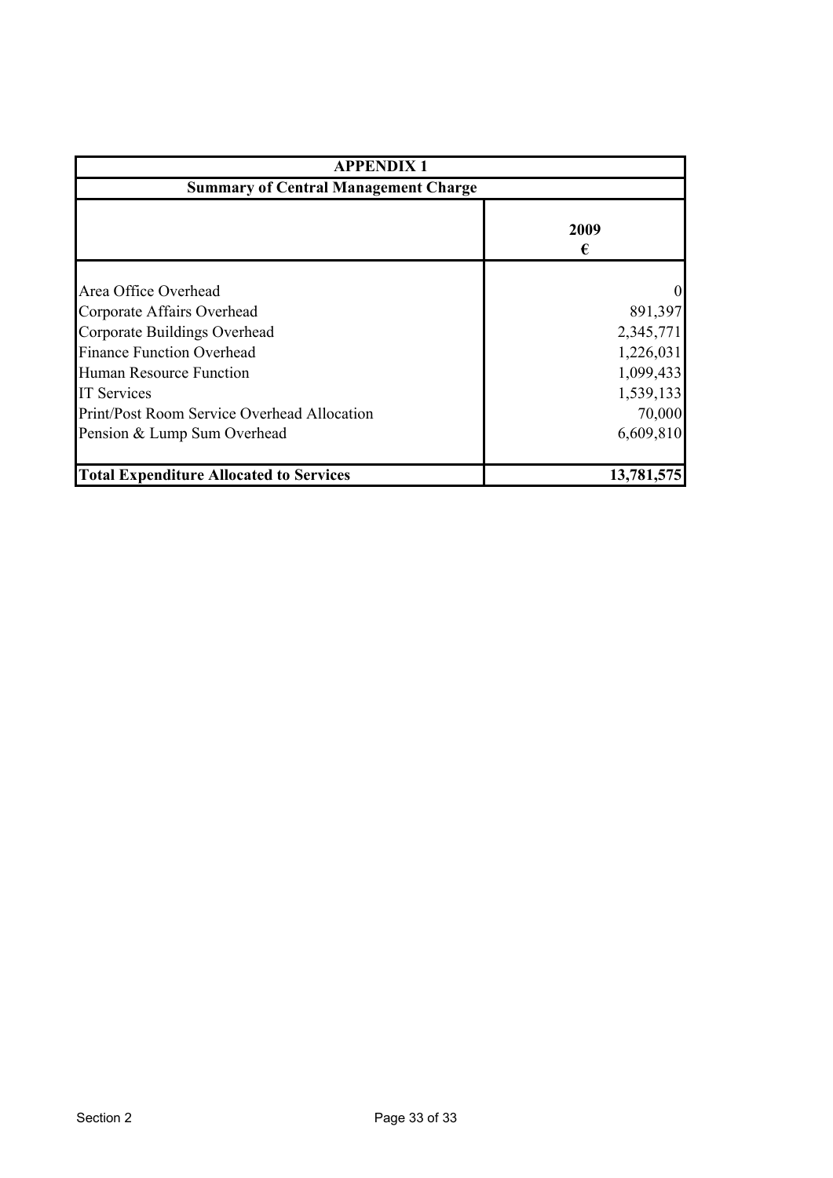| APPENDIX 1 | |
|---|---|
| **Summary of Central Management Charge** | |
| | **2009**<br>**€** |
| Area Office Overhead | 0 |
| Corporate Affairs Overhead | 891,397 |
| Corporate Buildings Overhead | 2,345,771 |
| Finance Function Overhead | 1,226,031 |
| Human Resource Function | 1,099,433 |
| IT Services | 1,539,133 |
| Print/Post Room Service Overhead Allocation | 70,000 |
| Pension & Lump Sum Overhead | 6,609,810 |
| **Total Expenditure Allocated to Services** | **13,781,575** |